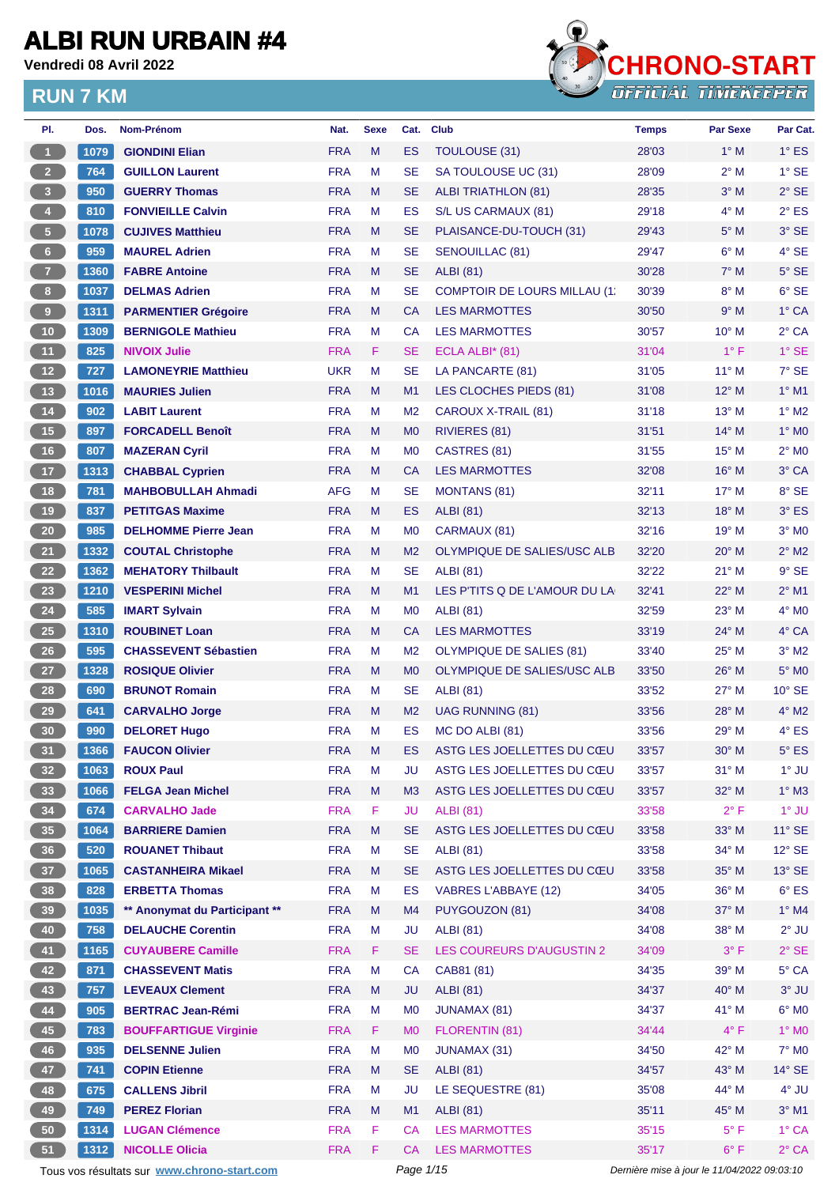# ALBI RUN URBAIN #4

**Vendredi 08 Avril 2022**

## RUN 7 KM

CHRONO-START OFFICIAL TIMEKEEPER

| Pl. | Dos. | Nom-Prénom | Nat. | Sexe | Cat. | Club | Temps | Par Sexe | Par Cat. |
|---|---|---|---|---|---|---|---|---|---|
| 1 | 1079 | GIONDINI Elian | FRA | M | ES | TOULOUSE (31) | 28'03 | 1° M | 1° ES |
| 2 | 764 | GUILLON Laurent | FRA | M | SE | SA TOULOUSE UC (31) | 28'09 | 2° M | 1° SE |
| 3 | 950 | GUERRY Thomas | FRA | M | SE | ALBI TRIATHLON (81) | 28'35 | 3° M | 2° SE |
| 4 | 810 | FONVIEILLE Calvin | FRA | M | ES | S/L US CARMAUX (81) | 29'18 | 4° M | 2° ES |
| 5 | 1078 | CUJIVES Matthieu | FRA | M | SE | PLAISANCE-DU-TOUCH (31) | 29'43 | 5° M | 3° SE |
| 6 | 959 | MAUREL Adrien | FRA | M | SE | SENOUILLAC (81) | 29'47 | 6° M | 4° SE |
| 7 | 1360 | FABRE Antoine | FRA | M | SE | ALBI (81) | 30'28 | 7° M | 5° SE |
| 8 | 1037 | DELMAS Adrien | FRA | M | SE | COMPTOIR DE LOURS MILLAU (1: | 30'39 | 8° M | 6° SE |
| 9 | 1311 | PARMENTIER Grégoire | FRA | M | CA | LES MARMOTTES | 30'50 | 9° M | 1° CA |
| 10 | 1309 | BERNIGOLE Mathieu | FRA | M | CA | LES MARMOTTES | 30'57 | 10° M | 2° CA |
| 11 | 825 | NIVOIX Julie | FRA | F | SE | ECLA ALBI* (81) | 31'04 | 1° F | 1° SE |
| 12 | 727 | LAMONEYRIE Matthieu | UKR | M | SE | LA PANCARTE (81) | 31'05 | 11° M | 7° SE |
| 13 | 1016 | MAURIES Julien | FRA | M | M1 | LES CLOCHES PIEDS (81) | 31'08 | 12° M | 1° M1 |
| 14 | 902 | LABIT Laurent | FRA | M | M2 | CAROUX X-TRAIL (81) | 31'18 | 13° M | 1° M2 |
| 15 | 897 | FORCADELL Benoît | FRA | M | M0 | RIVIERES (81) | 31'51 | 14° M | 1° M0 |
| 16 | 807 | MAZERAN Cyril | FRA | M | M0 | CASTRES (81) | 31'55 | 15° M | 2° M0 |
| 17 | 1313 | CHABBAL Cyprien | FRA | M | CA | LES MARMOTTES | 32'08 | 16° M | 3° CA |
| 18 | 781 | MAHBOBULLAH Ahmadi | AFG | M | SE | MONTANS (81) | 32'11 | 17° M | 8° SE |
| 19 | 837 | PETITGAS Maxime | FRA | M | ES | ALBI (81) | 32'13 | 18° M | 3° ES |
| 20 | 985 | DELHOMME Pierre Jean | FRA | M | M0 | CARMAUX (81) | 32'16 | 19° M | 3° M0 |
| 21 | 1332 | COUTAL Christophe | FRA | M | M2 | OLYMPIQUE DE SALIES/USC ALB | 32'20 | 20° M | 2° M2 |
| 22 | 1362 | MEHATORY Thilbault | FRA | M | SE | ALBI (81) | 32'22 | 21° M | 9° SE |
| 23 | 1210 | VESPERINI Michel | FRA | M | M1 | LES P'TITS Q DE L'AMOUR DU LA | 32'41 | 22° M | 2° M1 |
| 24 | 585 | IMART Sylvain | FRA | M | M0 | ALBI (81) | 32'59 | 23° M | 4° M0 |
| 25 | 1310 | ROUBINET Loan | FRA | M | CA | LES MARMOTTES | 33'19 | 24° M | 4° CA |
| 26 | 595 | CHASSEVENT Sébastien | FRA | M | M2 | OLYMPIQUE DE SALIES (81) | 33'40 | 25° M | 3° M2 |
| 27 | 1328 | ROSIQUE Olivier | FRA | M | M0 | OLYMPIQUE DE SALIES/USC ALB | 33'50 | 26° M | 5° M0 |
| 28 | 690 | BRUNOT Romain | FRA | M | SE | ALBI (81) | 33'52 | 27° M | 10° SE |
| 29 | 641 | CARVALHO Jorge | FRA | M | M2 | UAG RUNNING (81) | 33'56 | 28° M | 4° M2 |
| 30 | 990 | DELORET Hugo | FRA | M | ES | MC DO ALBI (81) | 33'56 | 29° M | 4° ES |
| 31 | 1366 | FAUCON Olivier | FRA | M | ES | ASTG LES JOELLETTES DU CŒU | 33'57 | 30° M | 5° ES |
| 32 | 1063 | ROUX Paul | FRA | M | JU | ASTG LES JOELLETTES DU CŒU | 33'57 | 31° M | 1° JU |
| 33 | 1066 | FELGA Jean Michel | FRA | M | M3 | ASTG LES JOELLETTES DU CŒU | 33'57 | 32° M | 1° M3 |
| 34 | 674 | CARVALHO Jade | FRA | F | JU | ALBI (81) | 33'58 | 2° F | 1° JU |
| 35 | 1064 | BARRIERE Damien | FRA | M | SE | ASTG LES JOELLETTES DU CŒU | 33'58 | 33° M | 11° SE |
| 36 | 520 | ROUANET Thibaut | FRA | M | SE | ALBI (81) | 33'58 | 34° M | 12° SE |
| 37 | 1065 | CASTANHEIRA Mikael | FRA | M | SE | ASTG LES JOELLETTES DU CŒU | 33'58 | 35° M | 13° SE |
| 38 | 828 | ERBETTA Thomas | FRA | M | ES | VABRES L'ABBAYE (12) | 34'05 | 36° M | 6° ES |
| 39 | 1035 | ** Anonymat du Participant ** | FRA | M | M4 | PUYGOUZON (81) | 34'08 | 37° M | 1° M4 |
| 40 | 758 | DELAUCHE Corentin | FRA | M | JU | ALBI (81) | 34'08 | 38° M | 2° JU |
| 41 | 1165 | CUYAUBERE Camille | FRA | F | SE | LES COUREURS D'AUGUSTIN 2 | 34'09 | 3° F | 2° SE |
| 42 | 871 | CHASSEVENT Matis | FRA | M | CA | CAB81 (81) | 34'35 | 39° M | 5° CA |
| 43 | 757 | LEVEAUX Clement | FRA | M | JU | ALBI (81) | 34'37 | 40° M | 3° JU |
| 44 | 905 | BERTRAC Jean-Rémi | FRA | M | M0 | JUNAMAX (81) | 34'37 | 41° M | 6° M0 |
| 45 | 783 | BOUFFARTIGUE Virginie | FRA | F | M0 | FLORENTIN (81) | 34'44 | 4° F | 1° M0 |
| 46 | 935 | DELSENNE Julien | FRA | M | M0 | JUNAMAX (31) | 34'50 | 42° M | 7° M0 |
| 47 | 741 | COPIN Etienne | FRA | M | SE | ALBI (81) | 34'57 | 43° M | 14° SE |
| 48 | 675 | CALLENS Jibril | FRA | M | JU | LE SEQUESTRE (81) | 35'08 | 44° M | 4° JU |
| 49 | 749 | PEREZ Florian | FRA | M | M1 | ALBI (81) | 35'11 | 45° M | 3° M1 |
| 50 | 1314 | LUGAN Clémence | FRA | F | CA | LES MARMOTTES | 35'15 | 5° F | 1° CA |
| 51 | 1312 | NICOLLE Olicia | FRA | F | CA | LES MARMOTTES | 35'17 | 6° F | 2° CA |

Tous vos résultats sur www.chrono-start.com

*Dernière mise à jour le 11/04/2022 09:03:10*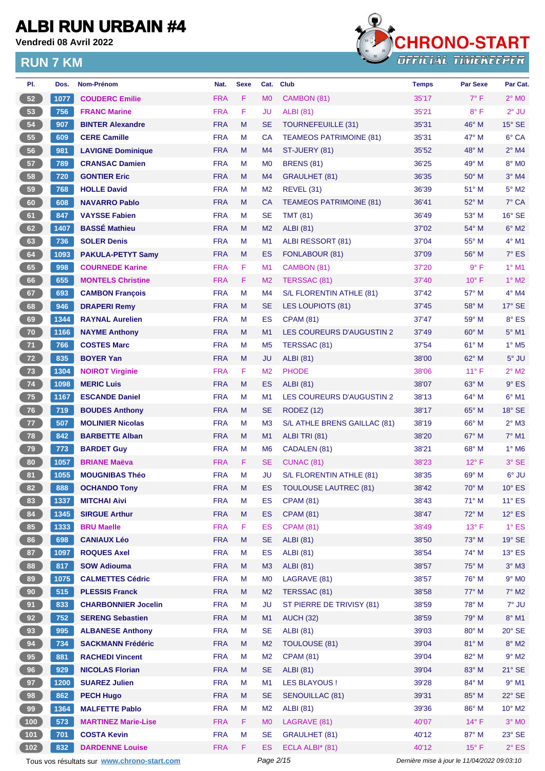# ALBI RUN URBAIN #4

Vendredi 08 Avril 2022

## RUN 7 KM

| Pl. | Dos. | Nom-Prénom | Nat. | Sexe | Cat. | Club | Temps | Par Sexe | Par Cat. |
|---|---|---|---|---|---|---|---|---|---|
| 52 | 1077 | COUDERC Emilie | FRA | F | M0 | CAMBON (81) | 35'17 | 7° F | 2° M0 |
| 53 | 756 | FRANC Marine | FRA | F | JU | ALBI (81) | 35'21 | 8° F | 2° JU |
| 54 | 907 | BINTER Alexandre | FRA | M | SE | TOURNEFEUILLE (31) | 35'31 | 46° M | 15° SE |
| 55 | 609 | CERE Camille | FRA | M | CA | TEAMEOS PATRIMOINE (81) | 35'31 | 47° M | 6° CA |
| 56 | 981 | LAVIGNE Dominique | FRA | M | M4 | ST-JUERY (81) | 35'52 | 48° M | 2° M4 |
| 57 | 789 | CRANSAC Damien | FRA | M | M0 | BRENS (81) | 36'25 | 49° M | 8° M0 |
| 58 | 720 | GONTIER Eric | FRA | M | M4 | GRAULHET (81) | 36'35 | 50° M | 3° M4 |
| 59 | 768 | HOLLE David | FRA | M | M2 | REVEL (31) | 36'39 | 51° M | 5° M2 |
| 60 | 608 | NAVARRO Pablo | FRA | M | CA | TEAMEOS PATRIMOINE (81) | 36'41 | 52° M | 7° CA |
| 61 | 847 | VAYSSE Fabien | FRA | M | SE | TMT (81) | 36'49 | 53° M | 16° SE |
| 62 | 1407 | BASSÉ Mathieu | FRA | M | M2 | ALBI (81) | 37'02 | 54° M | 6° M2 |
| 63 | 736 | SOLER Denis | FRA | M | M1 | ALBI RESSORT (81) | 37'04 | 55° M | 4° M1 |
| 64 | 1093 | PAKULA-PETYT Samy | FRA | M | ES | FONLABOUR (81) | 37'09 | 56° M | 7° ES |
| 65 | 998 | COURNEDE Karine | FRA | F | M1 | CAMBON (81) | 37'20 | 9° F | 1° M1 |
| 66 | 655 | MONTELS Christine | FRA | F | M2 | TERSSAC (81) | 37'40 | 10° F | 1° M2 |
| 67 | 693 | CAMBON François | FRA | M | M4 | S/L FLORENTIN ATHLE (81) | 37'42 | 57° M | 4° M4 |
| 68 | 946 | DRAPERI Remy | FRA | M | SE | LES LOUPIOTS (81) | 37'45 | 58° M | 17° SE |
| 69 | 1344 | RAYNAL Aurelien | FRA | M | ES | CPAM (81) | 37'47 | 59° M | 8° ES |
| 70 | 1166 | NAYME Anthony | FRA | M | M1 | LES COUREURS D'AUGUSTIN 2 | 37'49 | 60° M | 5° M1 |
| 71 | 766 | COSTES Marc | FRA | M | M5 | TERSSAC (81) | 37'54 | 61° M | 1° M5 |
| 72 | 835 | BOYER Yan | FRA | M | JU | ALBI (81) | 38'00 | 62° M | 5° JU |
| 73 | 1304 | NOIROT Virginie | FRA | F | M2 | PHODE | 38'06 | 11° F | 2° M2 |
| 74 | 1098 | MERIC Luis | FRA | M | ES | ALBI (81) | 38'07 | 63° M | 9° ES |
| 75 | 1167 | ESCANDE Daniel | FRA | M | M1 | LES COUREURS D'AUGUSTIN 2 | 38'13 | 64° M | 6° M1 |
| 76 | 719 | BOUDES Anthony | FRA | M | SE | RODEZ (12) | 38'17 | 65° M | 18° SE |
| 77 | 507 | MOLINIER Nicolas | FRA | M | M3 | S/L ATHLE BRENS GAILLAC (81) | 38'19 | 66° M | 2° M3 |
| 78 | 842 | BARBETTE Alban | FRA | M | M1 | ALBI TRI (81) | 38'20 | 67° M | 7° M1 |
| 79 | 773 | BARDET Guy | FRA | M | M6 | CADALEN (81) | 38'21 | 68° M | 1° M6 |
| 80 | 1057 | BRIANE Maëva | FRA | F | SE | CUNAC (81) | 38'23 | 12° F | 3° SE |
| 81 | 1055 | MOUGNIBAS Théo | FRA | M | JU | S/L FLORENTIN ATHLE (81) | 38'35 | 69° M | 6° JU |
| 82 | 888 | OCHANDO Tony | FRA | M | ES | TOULOUSE LAUTREC (81) | 38'42 | 70° M | 10° ES |
| 83 | 1337 | MITCHAI Aivi | FRA | M | ES | CPAM (81) | 38'43 | 71° M | 11° ES |
| 84 | 1345 | SIRGUE Arthur | FRA | M | ES | CPAM (81) | 38'47 | 72° M | 12° ES |
| 85 | 1333 | BRU Maelle | FRA | F | ES | CPAM (81) | 38'49 | 13° F | 1° ES |
| 86 | 698 | CANIAUX Léo | FRA | M | SE | ALBI (81) | 38'50 | 73° M | 19° SE |
| 87 | 1097 | ROQUES Axel | FRA | M | ES | ALBI (81) | 38'54 | 74° M | 13° ES |
| 88 | 817 | SOW Adiouma | FRA | M | M3 | ALBI (81) | 38'57 | 75° M | 3° M3 |
| 89 | 1075 | CALMETTES Cédric | FRA | M | M0 | LAGRAVE (81) | 38'57 | 76° M | 9° M0 |
| 90 | 515 | PLESSIS Franck | FRA | M | M2 | TERSSAC (81) | 38'58 | 77° M | 7° M2 |
| 91 | 833 | CHARBONNIER Jocelin | FRA | M | JU | ST PIERRE DE TRIVISY (81) | 38'59 | 78° M | 7° JU |
| 92 | 752 | SERENG Sebastien | FRA | M | M1 | AUCH (32) | 38'59 | 79° M | 8° M1 |
| 93 | 995 | ALBANESE Anthony | FRA | M | SE | ALBI (81) | 39'03 | 80° M | 20° SE |
| 94 | 734 | SACKMANN Frédéric | FRA | M | M2 | TOULOUSE (81) | 39'04 | 81° M | 8° M2 |
| 95 | 881 | RACHEDI Vincent | FRA | M | M2 | CPAM (81) | 39'04 | 82° M | 9° M2 |
| 96 | 929 | NICOLAS Florian | FRA | M | SE | ALBI (81) | 39'04 | 83° M | 21° SE |
| 97 | 1200 | SUAREZ Julien | FRA | M | M1 | LES BLAYOUS ! | 39'28 | 84° M | 9° M1 |
| 98 | 862 | PECH Hugo | FRA | M | SE | SENOUILLAC (81) | 39'31 | 85° M | 22° SE |
| 99 | 1364 | MALFETTE Pablo | FRA | M | M2 | ALBI (81) | 39'36 | 86° M | 10° M2 |
| 100 | 573 | MARTINEZ Marie-Lise | FRA | F | M0 | LAGRAVE (81) | 40'07 | 14° F | 3° M0 |
| 101 | 701 | COSTA Kevin | FRA | M | SE | GRAULHET (81) | 40'12 | 87° M | 23° SE |
| 102 | 832 | DARDENNE Louise | FRA | F | ES | ECLA ALBI* (81) | 40'12 | 15° F | 2° ES |

Tous vos résultats sur www.chrono-start.com

Dernière mise à jour le 11/04/2022 09:03:10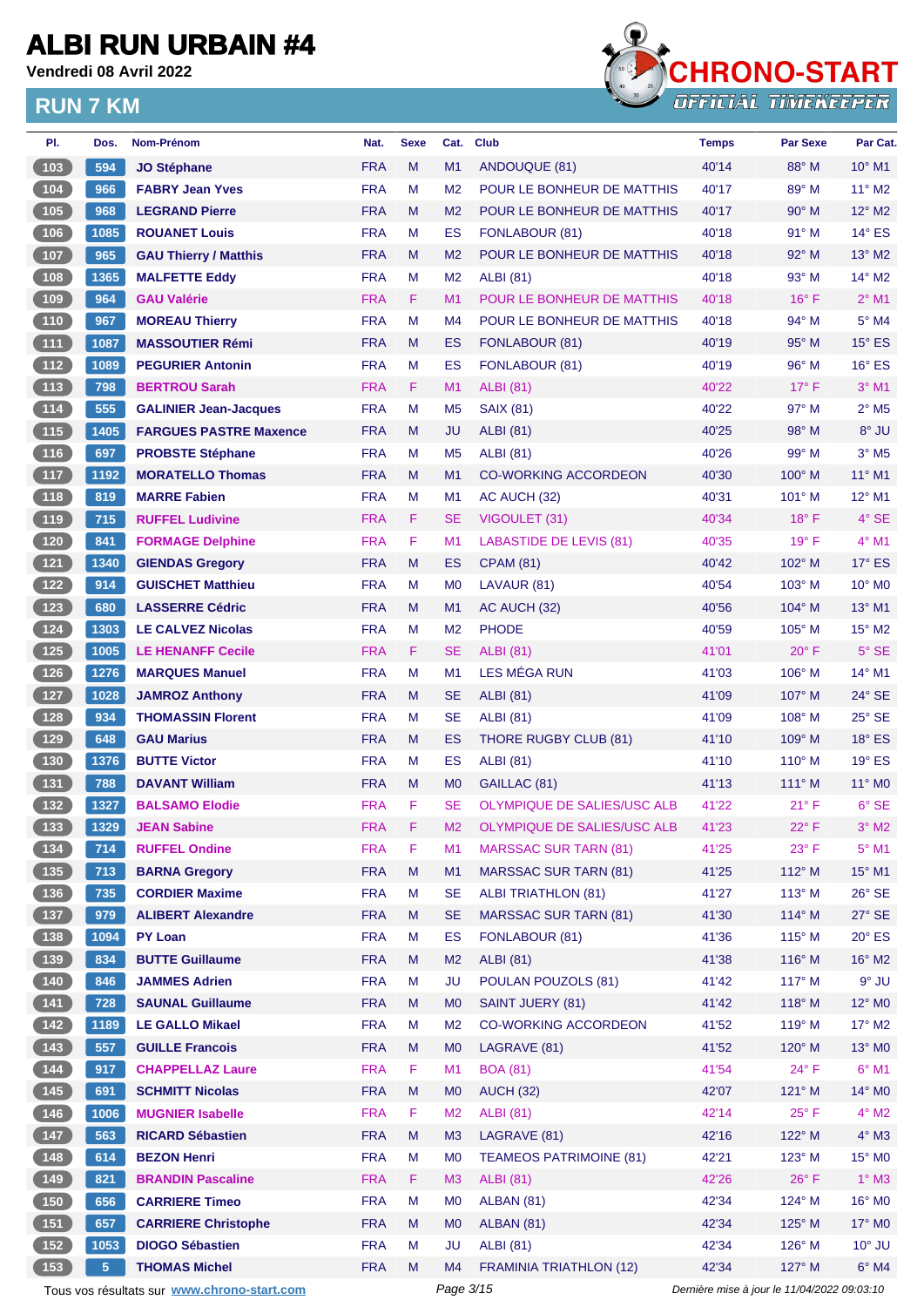# ALBI RUN URBAIN #4

**Vendredi 08 Avril 2022**

## RUN 7 KM

| Pl. | Dos. | Nom-Prénom | Nat. | Sexe | Cat. | Club | Temps | Par Sexe | Par Cat. |
|---|---|---|---|---|---|---|---|---|---|
| 103 | 594 | **JO Stéphane** | FRA | M | M1 | ANDOUQUE (81) | 40'14 | 88° M | 10° M1 |
| 104 | 966 | **FABRY Jean Yves** | FRA | M | M2 | POUR LE BONHEUR DE MATTHIS | 40'17 | 89° M | 11° M2 |
| 105 | 968 | **LEGRAND Pierre** | FRA | M | M2 | POUR LE BONHEUR DE MATTHIS | 40'17 | 90° M | 12° M2 |
| 106 | 1085 | **ROUANET Louis** | FRA | M | ES | FONLABOUR (81) | 40'18 | 91° M | 14° ES |
| 107 | 965 | **GAU Thierry / Matthis** | FRA | M | M2 | POUR LE BONHEUR DE MATTHIS | 40'18 | 92° M | 13° M2 |
| 108 | 1365 | **MALFETTE Eddy** | FRA | M | M2 | ALBI (81) | 40'18 | 93° M | 14° M2 |
| 109 | 964 | **GAU Valérie** | FRA | F | M1 | POUR LE BONHEUR DE MATTHIS | 40'18 | 16° F | 2° M1 |
| 110 | 967 | **MOREAU Thierry** | FRA | M | M4 | POUR LE BONHEUR DE MATTHIS | 40'18 | 94° M | 5° M4 |
| 111 | 1087 | **MASSOUTIER Rémi** | FRA | M | ES | FONLABOUR (81) | 40'19 | 95° M | 15° ES |
| 112 | 1089 | **PEGURIER Antonin** | FRA | M | ES | FONLABOUR (81) | 40'19 | 96° M | 16° ES |
| 113 | 798 | **BERTROU Sarah** | FRA | F | M1 | ALBI (81) | 40'22 | 17° F | 3° M1 |
| 114 | 555 | **GALINIER Jean-Jacques** | FRA | M | M5 | SAIX (81) | 40'22 | 97° M | 2° M5 |
| 115 | 1405 | **FARGUES PASTRE Maxence** | FRA | M | JU | ALBI (81) | 40'25 | 98° M | 8° JU |
| 116 | 697 | **PROBSTE Stéphane** | FRA | M | M5 | ALBI (81) | 40'26 | 99° M | 3° M5 |
| 117 | 1192 | **MORATELLO Thomas** | FRA | M | M1 | CO-WORKING ACCORDEON | 40'30 | 100° M | 11° M1 |
| 118 | 819 | **MARRE Fabien** | FRA | M | M1 | AC AUCH (32) | 40'31 | 101° M | 12° M1 |
| 119 | 715 | **RUFFEL Ludivine** | FRA | F | SE | VIGOULET (31) | 40'34 | 18° F | 4° SE |
| 120 | 841 | **FORMAGE Delphine** | FRA | F | M1 | LABASTIDE DE LEVIS (81) | 40'35 | 19° F | 4° M1 |
| 121 | 1340 | **GIENDAS Gregory** | FRA | M | ES | CPAM (81) | 40'42 | 102° M | 17° ES |
| 122 | 914 | **GUISCHET Matthieu** | FRA | M | M0 | LAVAUR (81) | 40'54 | 103° M | 10° M0 |
| 123 | 680 | **LASSERRE Cédric** | FRA | M | M1 | AC AUCH (32) | 40'56 | 104° M | 13° M1 |
| 124 | 1303 | **LE CALVEZ Nicolas** | FRA | M | M2 | PHODE | 40'59 | 105° M | 15° M2 |
| 125 | 1005 | **LE HENANFF Cecile** | FRA | F | SE | ALBI (81) | 41'01 | 20° F | 5° SE |
| 126 | 1276 | **MARQUES Manuel** | FRA | M | M1 | LES MÉGA RUN | 41'03 | 106° M | 14° M1 |
| 127 | 1028 | **JAMROZ Anthony** | FRA | M | SE | ALBI (81) | 41'09 | 107° M | 24° SE |
| 128 | 934 | **THOMASSIN Florent** | FRA | M | SE | ALBI (81) | 41'09 | 108° M | 25° SE |
| 129 | 648 | **GAU Marius** | FRA | M | ES | THORE RUGBY CLUB (81) | 41'10 | 109° M | 18° ES |
| 130 | 1376 | **BUTTE Victor** | FRA | M | ES | ALBI (81) | 41'10 | 110° M | 19° ES |
| 131 | 788 | **DAVANT William** | FRA | M | M0 | GAILLAC (81) | 41'13 | 111° M | 11° M0 |
| 132 | 1327 | **BALSAMO Elodie** | FRA | F | SE | OLYMPIQUE DE SALIES/USC ALB | 41'22 | 21° F | 6° SE |
| 133 | 1329 | **JEAN Sabine** | FRA | F | M2 | OLYMPIQUE DE SALIES/USC ALB | 41'23 | 22° F | 3° M2 |
| 134 | 714 | **RUFFEL Ondine** | FRA | F | M1 | MARSSAC SUR TARN (81) | 41'25 | 23° F | 5° M1 |
| 135 | 713 | **BARNA Gregory** | FRA | M | M1 | MARSSAC SUR TARN (81) | 41'25 | 112° M | 15° M1 |
| 136 | 735 | **CORDIER Maxime** | FRA | M | SE | ALBI TRIATHLON (81) | 41'27 | 113° M | 26° SE |
| 137 | 979 | **ALIBERT Alexandre** | FRA | M | SE | MARSSAC SUR TARN (81) | 41'30 | 114° M | 27° SE |
| 138 | 1094 | **PY Loan** | FRA | M | ES | FONLABOUR (81) | 41'36 | 115° M | 20° ES |
| 139 | 834 | **BUTTE Guillaume** | FRA | M | M2 | ALBI (81) | 41'38 | 116° M | 16° M2 |
| 140 | 846 | **JAMMES Adrien** | FRA | M | JU | POULAN POUZOLS (81) | 41'42 | 117° M | 9° JU |
| 141 | 728 | **SAUNAL Guillaume** | FRA | M | M0 | SAINT JUERY (81) | 41'42 | 118° M | 12° M0 |
| 142 | 1189 | **LE GALLO Mikael** | FRA | M | M2 | CO-WORKING ACCORDEON | 41'52 | 119° M | 17° M2 |
| 143 | 557 | **GUILLE Francois** | FRA | M | M0 | LAGRAVE (81) | 41'52 | 120° M | 13° M0 |
| 144 | 917 | **CHAPPELLAZ Laure** | FRA | F | M1 | BOA (81) | 41'54 | 24° F | 6° M1 |
| 145 | 691 | **SCHMITT Nicolas** | FRA | M | M0 | AUCH (32) | 42'07 | 121° M | 14° M0 |
| 146 | 1006 | **MUGNIER Isabelle** | FRA | F | M2 | ALBI (81) | 42'14 | 25° F | 4° M2 |
| 147 | 563 | **RICARD Sébastien** | FRA | M | M3 | LAGRAVE (81) | 42'16 | 122° M | 4° M3 |
| 148 | 614 | **BEZON Henri** | FRA | M | M0 | TEAMEOS PATRIMOINE (81) | 42'21 | 123° M | 15° M0 |
| 149 | 821 | **BRANDIN Pascaline** | FRA | F | M3 | ALBI (81) | 42'26 | 26° F | 1° M3 |
| 150 | 656 | **CARRIERE Timeo** | FRA | M | M0 | ALBAN (81) | 42'34 | 124° M | 16° M0 |
| 151 | 657 | **CARRIERE Christophe** | FRA | M | M0 | ALBAN (81) | 42'34 | 125° M | 17° M0 |
| 152 | 1053 | **DIOGO Sébastien** | FRA | M | JU | ALBI (81) | 42'34 | 126° M | 10° JU |
| 153 | 5 | **THOMAS Michel** | FRA | M | M4 | FRAMINIA TRIATHLON (12) | 42'34 | 127° M | 6° M4 |

Tous vos résultats sur www.chrono-start.com — *Dernière mise à jour le 11/04/2022 09:03:10*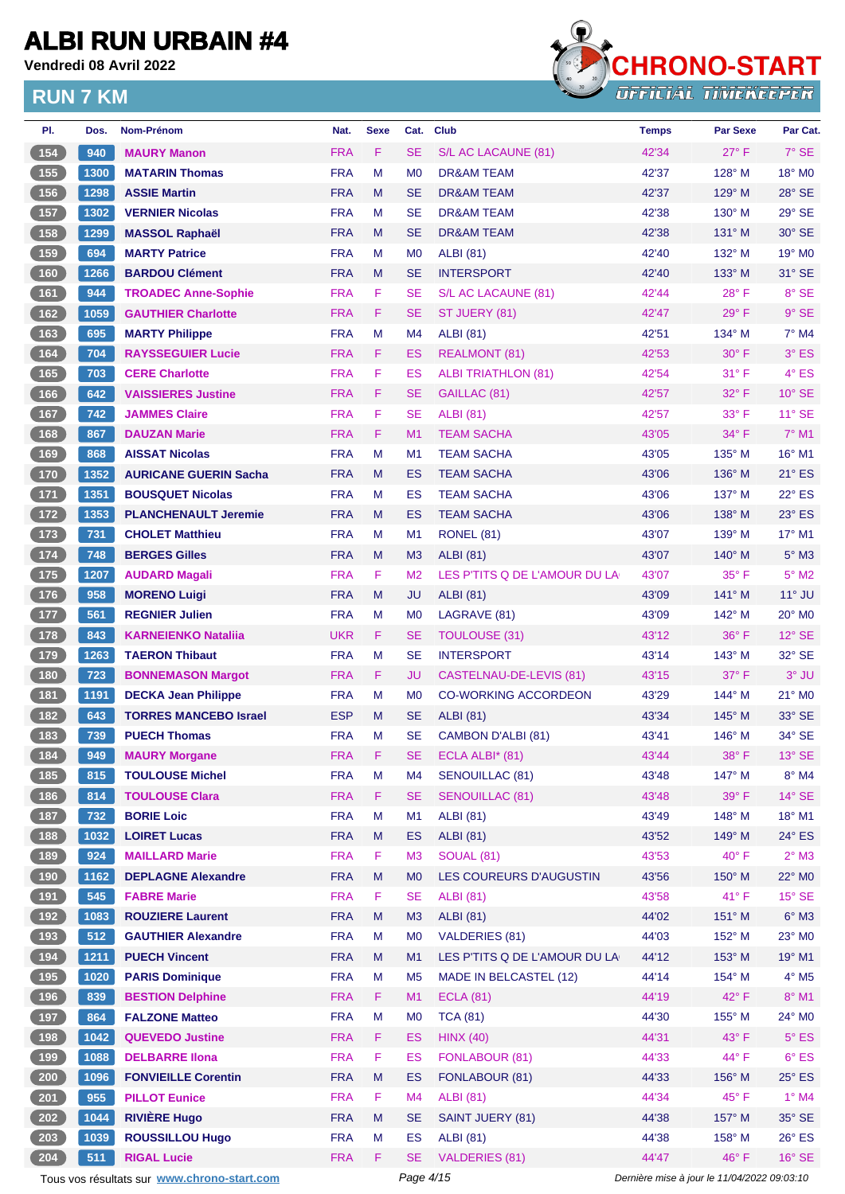# ALBI RUN URBAIN #4

**Vendredi 08 Avril 2022**

## RUN 7 KM

| Pl. | Dos. | Nom-Prénom | Nat. | Sexe | Cat. | Club | Temps | Par Sexe | Par Cat. |
|---|---|---|---|---|---|---|---|---|---|
| 154 | 940 | MAURY Manon | FRA | F | SE | S/L AC LACAUNE (81) | 42'34 | 27° F | 7° SE |
| 155 | 1300 | MATARIN Thomas | FRA | M | M0 | DR&AM TEAM | 42'37 | 128° M | 18° M0 |
| 156 | 1298 | ASSIE Martin | FRA | M | SE | DR&AM TEAM | 42'37 | 129° M | 28° SE |
| 157 | 1302 | VERNIER Nicolas | FRA | M | SE | DR&AM TEAM | 42'38 | 130° M | 29° SE |
| 158 | 1299 | MASSOL Raphaël | FRA | M | SE | DR&AM TEAM | 42'38 | 131° M | 30° SE |
| 159 | 694 | MARTY Patrice | FRA | M | M0 | ALBI (81) | 42'40 | 132° M | 19° M0 |
| 160 | 1266 | BARDOU Clément | FRA | M | SE | INTERSPORT | 42'40 | 133° M | 31° SE |
| 161 | 944 | TROADEC Anne-Sophie | FRA | F | SE | S/L AC LACAUNE (81) | 42'44 | 28° F | 8° SE |
| 162 | 1059 | GAUTHIER Charlotte | FRA | F | SE | ST JUERY (81) | 42'47 | 29° F | 9° SE |
| 163 | 695 | MARTY Philippe | FRA | M | M4 | ALBI (81) | 42'51 | 134° M | 7° M4 |
| 164 | 704 | RAYSSEGUIER Lucie | FRA | F | ES | REALMONT (81) | 42'53 | 30° F | 3° ES |
| 165 | 703 | CERE Charlotte | FRA | F | ES | ALBI TRIATHLON (81) | 42'54 | 31° F | 4° ES |
| 166 | 642 | VAISSIERES Justine | FRA | F | SE | GAILLAC (81) | 42'57 | 32° F | 10° SE |
| 167 | 742 | JAMMES Claire | FRA | F | SE | ALBI (81) | 42'57 | 33° F | 11° SE |
| 168 | 867 | DAUZAN Marie | FRA | F | M1 | TEAM SACHA | 43'05 | 34° F | 7° M1 |
| 169 | 868 | AISSAT Nicolas | FRA | M | M1 | TEAM SACHA | 43'05 | 135° M | 16° M1 |
| 170 | 1352 | AURICANE GUERIN Sacha | FRA | M | ES | TEAM SACHA | 43'06 | 136° M | 21° ES |
| 171 | 1351 | BOUSQUET Nicolas | FRA | M | ES | TEAM SACHA | 43'06 | 137° M | 22° ES |
| 172 | 1353 | PLANCHENAULT Jeremie | FRA | M | ES | TEAM SACHA | 43'06 | 138° M | 23° ES |
| 173 | 731 | CHOLET Matthieu | FRA | M | M1 | RONEL (81) | 43'07 | 139° M | 17° M1 |
| 174 | 748 | BERGES Gilles | FRA | M | M3 | ALBI (81) | 43'07 | 140° M | 5° M3 |
| 175 | 1207 | AUDARD Magali | FRA | F | M2 | LES P'TITS Q DE L'AMOUR DU LA | 43'07 | 35° F | 5° M2 |
| 176 | 958 | MORENO Luigi | FRA | M | JU | ALBI (81) | 43'09 | 141° M | 11° JU |
| 177 | 561 | REGNIER Julien | FRA | M | M0 | LAGRAVE (81) | 43'09 | 142° M | 20° M0 |
| 178 | 843 | KARNEIENKO Nataliia | UKR | F | SE | TOULOUSE (31) | 43'12 | 36° F | 12° SE |
| 179 | 1263 | TAERON Thibaut | FRA | M | SE | INTERSPORT | 43'14 | 143° M | 32° SE |
| 180 | 723 | BONNEMASON Margot | FRA | F | JU | CASTELNAU-DE-LEVIS (81) | 43'15 | 37° F | 3° JU |
| 181 | 1191 | DECKA Jean Philippe | FRA | M | M0 | CO-WORKING ACCORDEON | 43'29 | 144° M | 21° M0 |
| 182 | 643 | TORRES MANCEBO Israel | ESP | M | SE | ALBI (81) | 43'34 | 145° M | 33° SE |
| 183 | 739 | PUECH Thomas | FRA | M | SE | CAMBON D'ALBI (81) | 43'41 | 146° M | 34° SE |
| 184 | 949 | MAURY Morgane | FRA | F | SE | ECLA ALBI* (81) | 43'44 | 38° F | 13° SE |
| 185 | 815 | TOULOUSE Michel | FRA | M | M4 | SENOUILLAC (81) | 43'48 | 147° M | 8° M4 |
| 186 | 814 | TOULOUSE Clara | FRA | F | SE | SENOUILLAC (81) | 43'48 | 39° F | 14° SE |
| 187 | 732 | BORIE Loic | FRA | M | M1 | ALBI (81) | 43'49 | 148° M | 18° M1 |
| 188 | 1032 | LOIRET Lucas | FRA | M | ES | ALBI (81) | 43'52 | 149° M | 24° ES |
| 189 | 924 | MAILLARD Marie | FRA | F | M3 | SOUAL (81) | 43'53 | 40° F | 2° M3 |
| 190 | 1162 | DEPLAGNE Alexandre | FRA | M | M0 | LES COUREURS D'AUGUSTIN | 43'56 | 150° M | 22° M0 |
| 191 | 545 | FABRE Marie | FRA | F | SE | ALBI (81) | 43'58 | 41° F | 15° SE |
| 192 | 1083 | ROUZIERE Laurent | FRA | M | M3 | ALBI (81) | 44'02 | 151° M | 6° M3 |
| 193 | 512 | GAUTHIER Alexandre | FRA | M | M0 | VALDERIES (81) | 44'03 | 152° M | 23° M0 |
| 194 | 1211 | PUECH Vincent | FRA | M | M1 | LES P'TITS Q DE L'AMOUR DU LA | 44'12 | 153° M | 19° M1 |
| 195 | 1020 | PARIS Dominique | FRA | M | M5 | MADE IN BELCASTEL (12) | 44'14 | 154° M | 4° M5 |
| 196 | 839 | BESTION Delphine | FRA | F | M1 | ECLA (81) | 44'19 | 42° F | 8° M1 |
| 197 | 864 | FALZONE Matteo | FRA | M | M0 | TCA (81) | 44'30 | 155° M | 24° M0 |
| 198 | 1042 | QUEVEDO Justine | FRA | F | ES | HINX (40) | 44'31 | 43° F | 5° ES |
| 199 | 1088 | DELBARRE Ilona | FRA | F | ES | FONLABOUR (81) | 44'33 | 44° F | 6° ES |
| 200 | 1096 | FONVIEILLE Corentin | FRA | M | ES | FONLABOUR (81) | 44'33 | 156° M | 25° ES |
| 201 | 955 | PILLOT Eunice | FRA | F | M4 | ALBI (81) | 44'34 | 45° F | 1° M4 |
| 202 | 1044 | RIVIÈRE Hugo | FRA | M | SE | SAINT JUERY (81) | 44'38 | 157° M | 35° SE |
| 203 | 1039 | ROUSSILLOU Hugo | FRA | M | ES | ALBI (81) | 44'38 | 158° M | 26° ES |
| 204 | 511 | RIGAL Lucie | FRA | F | SE | VALDERIES (81) | 44'47 | 46° F | 16° SE |

Tous vos résultats sur www.chrono-start.com — Dernière mise à jour le 11/04/2022 09:03:10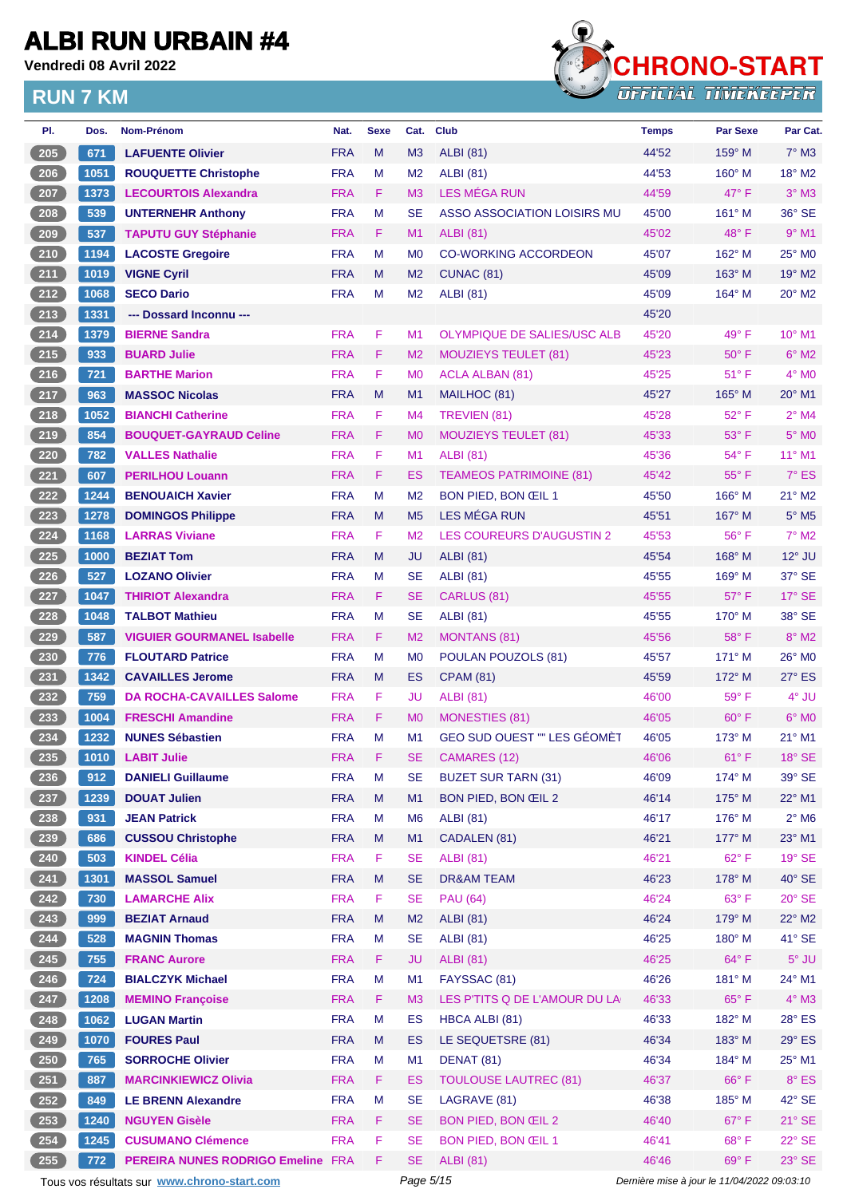# ALBI RUN URBAIN #4

**Vendredi 08 Avril 2022**

## RUN 7 KM

| Pl. | Dos. | Nom-Prénom | Nat. | Sexe | Cat. | Club | Temps | Par Sexe | Par Cat. |
|---|---|---|---|---|---|---|---|---|---|
| 205 | 671 | LAFUENTE Olivier | FRA | M | M3 | ALBI (81) | 44'52 | 159° M | 7° M3 |
| 206 | 1051 | ROUQUETTE Christophe | FRA | M | M2 | ALBI (81) | 44'53 | 160° M | 18° M2 |
| 207 | 1373 | LECOURTOIS Alexandra | FRA | F | M3 | LES MÉGA RUN | 44'59 | 47° F | 3° M3 |
| 208 | 539 | UNTERNEHR Anthony | FRA | M | SE | ASSO ASSOCIATION LOISIRS MU | 45'00 | 161° M | 36° SE |
| 209 | 537 | TAPUTU GUY Stéphanie | FRA | F | M1 | ALBI (81) | 45'02 | 48° F | 9° M1 |
| 210 | 1194 | LACOSTE Gregoire | FRA | M | M0 | CO-WORKING ACCORDEON | 45'07 | 162° M | 25° M0 |
| 211 | 1019 | VIGNE Cyril | FRA | M | M2 | CUNAC (81) | 45'09 | 163° M | 19° M2 |
| 212 | 1068 | SECO Dario | FRA | M | M2 | ALBI (81) | 45'09 | 164° M | 20° M2 |
| 213 | 1331 | --- Dossard Inconnu --- | | | | | 45'20 | | |
| 214 | 1379 | BIERNE Sandra | FRA | F | M1 | OLYMPIQUE DE SALIES/USC ALB | 45'20 | 49° F | 10° M1 |
| 215 | 933 | BUARD Julie | FRA | F | M2 | MOUZIEYS TEULET (81) | 45'23 | 50° F | 6° M2 |
| 216 | 721 | BARTHE Marion | FRA | F | M0 | ACLA ALBAN (81) | 45'25 | 51° F | 4° M0 |
| 217 | 963 | MASSOC Nicolas | FRA | M | M1 | MAILHOC (81) | 45'27 | 165° M | 20° M1 |
| 218 | 1052 | BIANCHI Catherine | FRA | F | M4 | TREVIEN (81) | 45'28 | 52° F | 2° M4 |
| 219 | 854 | BOUQUET-GAYRAUD Celine | FRA | F | M0 | MOUZIEYS TEULET (81) | 45'33 | 53° F | 5° M0 |
| 220 | 782 | VALLES Nathalie | FRA | F | M1 | ALBI (81) | 45'36 | 54° F | 11° M1 |
| 221 | 607 | PERILHOU Louann | FRA | F | ES | TEAMEOS PATRIMOINE (81) | 45'42 | 55° F | 7° ES |
| 222 | 1244 | BENOUAICH Xavier | FRA | M | M2 | BON PIED, BON ŒIL 1 | 45'50 | 166° M | 21° M2 |
| 223 | 1278 | DOMINGOS Philippe | FRA | M | M5 | LES MÉGA RUN | 45'51 | 167° M | 5° M5 |
| 224 | 1168 | LARRAS Viviane | FRA | F | M2 | LES COUREURS D'AUGUSTIN 2 | 45'53 | 56° F | 7° M2 |
| 225 | 1000 | BEZIAT Tom | FRA | M | JU | ALBI (81) | 45'54 | 168° M | 12° JU |
| 226 | 527 | LOZANO Olivier | FRA | M | SE | ALBI (81) | 45'55 | 169° M | 37° SE |
| 227 | 1047 | THIRIOT Alexandra | FRA | F | SE | CARLUS (81) | 45'55 | 57° F | 17° SE |
| 228 | 1048 | TALBOT Mathieu | FRA | M | SE | ALBI (81) | 45'55 | 170° M | 38° SE |
| 229 | 587 | VIGUIER GOURMANEL Isabelle | FRA | F | M2 | MONTANS (81) | 45'56 | 58° F | 8° M2 |
| 230 | 776 | FLOUTARD Patrice | FRA | M | M0 | POULAN POUZOLS (81) | 45'57 | 171° M | 26° M0 |
| 231 | 1342 | CAVAILLES Jerome | FRA | M | ES | CPAM (81) | 45'59 | 172° M | 27° ES |
| 232 | 759 | DA ROCHA-CAVAILLES Salome | FRA | F | JU | ALBI (81) | 46'00 | 59° F | 4° JU |
| 233 | 1004 | FRESCHI Amandine | FRA | F | M0 | MONESTIES (81) | 46'05 | 60° F | 6° M0 |
| 234 | 1232 | NUNES Sébastien | FRA | M | M1 | GEO SUD OUEST "" LES GÉOMÈT | 46'05 | 173° M | 21° M1 |
| 235 | 1010 | LABIT Julie | FRA | F | SE | CAMARES (12) | 46'06 | 61° F | 18° SE |
| 236 | 912 | DANIELI Guillaume | FRA | M | SE | BUZET SUR TARN (31) | 46'09 | 174° M | 39° SE |
| 237 | 1239 | DOUAT Julien | FRA | M | M1 | BON PIED, BON ŒIL 2 | 46'14 | 175° M | 22° M1 |
| 238 | 931 | JEAN Patrick | FRA | M | M6 | ALBI (81) | 46'17 | 176° M | 2° M6 |
| 239 | 686 | CUSSOU Christophe | FRA | M | M1 | CADALEN (81) | 46'21 | 177° M | 23° M1 |
| 240 | 503 | KINDEL Célia | FRA | F | SE | ALBI (81) | 46'21 | 62° F | 19° SE |
| 241 | 1301 | MASSOL Samuel | FRA | M | SE | DR&AM TEAM | 46'23 | 178° M | 40° SE |
| 242 | 730 | LAMARCHE Alix | FRA | F | SE | PAU (64) | 46'24 | 63° F | 20° SE |
| 243 | 999 | BEZIAT Arnaud | FRA | M | M2 | ALBI (81) | 46'24 | 179° M | 22° M2 |
| 244 | 528 | MAGNIN Thomas | FRA | M | SE | ALBI (81) | 46'25 | 180° M | 41° SE |
| 245 | 755 | FRANC Aurore | FRA | F | JU | ALBI (81) | 46'25 | 64° F | 5° JU |
| 246 | 724 | BIALCZYK Michael | FRA | M | M1 | FAYSSAC (81) | 46'26 | 181° M | 24° M1 |
| 247 | 1208 | MEMINO Françoise | FRA | F | M3 | LES P'TITS Q DE L'AMOUR DU LA | 46'33 | 65° F | 4° M3 |
| 248 | 1062 | LUGAN Martin | FRA | M | ES | HBCA ALBI (81) | 46'33 | 182° M | 28° ES |
| 249 | 1070 | FOURES Paul | FRA | M | ES | LE SEQUETSRE (81) | 46'34 | 183° M | 29° ES |
| 250 | 765 | SORROCHE Olivier | FRA | M | M1 | DENAT (81) | 46'34 | 184° M | 25° M1 |
| 251 | 887 | MARCINKIEWICZ Olivia | FRA | F | ES | TOULOUSE LAUTREC (81) | 46'37 | 66° F | 8° ES |
| 252 | 849 | LE BRENN Alexandre | FRA | M | SE | LAGRAVE (81) | 46'38 | 185° M | 42° SE |
| 253 | 1240 | NGUYEN Gisèle | FRA | F | SE | BON PIED, BON ŒIL 2 | 46'40 | 67° F | 21° SE |
| 254 | 1245 | CUSUMANO Clémence | FRA | F | SE | BON PIED, BON ŒIL 1 | 46'41 | 68° F | 22° SE |
| 255 | 772 | PEREIRA NUNES RODRIGO Emeline | FRA | F | SE | ALBI (81) | 46'46 | 69° F | 23° SE |

Tous vos résultats sur www.chrono-start.com

Dernière mise à jour le 11/04/2022 09:03:10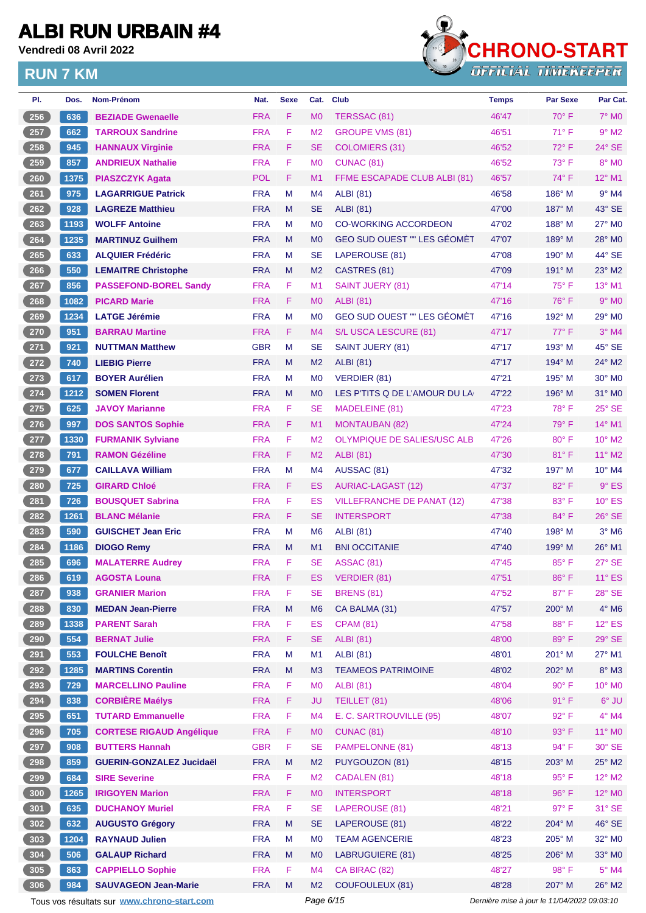# ALBI RUN URBAIN #4

**Vendredi 08 Avril 2022**

## RUN 7 KM

| Pl. | Dos. | Nom-Prénom | Nat. | Sexe | Cat. | Club | Temps | Par Sexe | Par Cat. |
|---|---|---|---|---|---|---|---|---|---|
| 256 | 636 | BEZIADE Gwenaelle | FRA | F | M0 | TERSSAC (81) | 46'47 | 70° F | 7° M0 |
| 257 | 662 | TARROUX Sandrine | FRA | F | M2 | GROUPE VMS (81) | 46'51 | 71° F | 9° M2 |
| 258 | 945 | HANNAUX Virginie | FRA | F | SE | COLOMIERS (31) | 46'52 | 72° F | 24° SE |
| 259 | 857 | ANDRIEUX Nathalie | FRA | F | M0 | CUNAC (81) | 46'52 | 73° F | 8° M0 |
| 260 | 1375 | PIASZCZYK Agata | POL | F | M1 | FFME ESCAPADE CLUB ALBI (81) | 46'57 | 74° F | 12° M1 |
| 261 | 975 | LAGARRIGUE Patrick | FRA | M | M4 | ALBI (81) | 46'58 | 186° M | 9° M4 |
| 262 | 928 | LAGREZE Matthieu | FRA | M | SE | ALBI (81) | 47'00 | 187° M | 43° SE |
| 263 | 1193 | WOLFF Antoine | FRA | M | M0 | CO-WORKING ACCORDEON | 47'02 | 188° M | 27° M0 |
| 264 | 1235 | MARTINUZ Guilhem | FRA | M | M0 | GEO SUD OUEST "" LES GÉOMÈT | 47'07 | 189° M | 28° M0 |
| 265 | 633 | ALQUIER Frédéric | FRA | M | SE | LAPEROUSE (81) | 47'08 | 190° M | 44° SE |
| 266 | 550 | LEMAITRE Christophe | FRA | M | M2 | CASTRES (81) | 47'09 | 191° M | 23° M2 |
| 267 | 856 | PASSEFOND-BOREL Sandy | FRA | F | M1 | SAINT JUERY (81) | 47'14 | 75° F | 13° M1 |
| 268 | 1082 | PICARD Marie | FRA | F | M0 | ALBI (81) | 47'16 | 76° F | 9° M0 |
| 269 | 1234 | LATGE Jérémie | FRA | M | M0 | GEO SUD OUEST "" LES GÉOMÈT | 47'16 | 192° M | 29° M0 |
| 270 | 951 | BARRAU Martine | FRA | F | M4 | S/L USCA LESCURE (81) | 47'17 | 77° F | 3° M4 |
| 271 | 921 | NUTTMAN Matthew | GBR | M | SE | SAINT JUERY (81) | 47'17 | 193° M | 45° SE |
| 272 | 740 | LIEBIG Pierre | FRA | M | M2 | ALBI (81) | 47'17 | 194° M | 24° M2 |
| 273 | 617 | BOYER Aurélien | FRA | M | M0 | VERDIER (81) | 47'21 | 195° M | 30° M0 |
| 274 | 1212 | SOMEN Florent | FRA | M | M0 | LES P'TITS Q DE L'AMOUR DU LA | 47'22 | 196° M | 31° M0 |
| 275 | 625 | JAVOY Marianne | FRA | F | SE | MADELEINE (81) | 47'23 | 78° F | 25° SE |
| 276 | 997 | DOS SANTOS Sophie | FRA | F | M1 | MONTAUBAN (82) | 47'24 | 79° F | 14° M1 |
| 277 | 1330 | FURMANIK Sylviane | FRA | F | M2 | OLYMPIQUE DE SALIES/USC ALB | 47'26 | 80° F | 10° M2 |
| 278 | 791 | RAMON Gézéline | FRA | F | M2 | ALBI (81) | 47'30 | 81° F | 11° M2 |
| 279 | 677 | CAILLAVA William | FRA | M | M4 | AUSSAC (81) | 47'32 | 197° M | 10° M4 |
| 280 | 725 | GIRARD Chloé | FRA | F | ES | AURIAC-LAGAST (12) | 47'37 | 82° F | 9° ES |
| 281 | 726 | BOUSQUET Sabrina | FRA | F | ES | VILLEFRANCHE DE PANAT (12) | 47'38 | 83° F | 10° ES |
| 282 | 1261 | BLANC Mélanie | FRA | F | SE | INTERSPORT | 47'38 | 84° F | 26° SE |
| 283 | 590 | GUISCHET Jean Eric | FRA | M | M6 | ALBI (81) | 47'40 | 198° M | 3° M6 |
| 284 | 1186 | DIOGO Remy | FRA | M | M1 | BNI OCCITANIE | 47'40 | 199° M | 26° M1 |
| 285 | 696 | MALATERRE Audrey | FRA | F | SE | ASSAC (81) | 47'45 | 85° F | 27° SE |
| 286 | 619 | AGOSTA Louna | FRA | F | ES | VERDIER (81) | 47'51 | 86° F | 11° ES |
| 287 | 938 | GRANIER Marion | FRA | F | SE | BRENS (81) | 47'52 | 87° F | 28° SE |
| 288 | 830 | MEDAN Jean-Pierre | FRA | M | M6 | CA BALMA (31) | 47'57 | 200° M | 4° M6 |
| 289 | 1338 | PARENT Sarah | FRA | F | ES | CPAM (81) | 47'58 | 88° F | 12° ES |
| 290 | 554 | BERNAT Julie | FRA | F | SE | ALBI (81) | 48'00 | 89° F | 29° SE |
| 291 | 553 | FOULCHE Benoît | FRA | M | M1 | ALBI (81) | 48'01 | 201° M | 27° M1 |
| 292 | 1285 | MARTINS Corentin | FRA | M | M3 | TEAMEOS PATRIMOINE | 48'02 | 202° M | 8° M3 |
| 293 | 729 | MARCELLINO Pauline | FRA | F | M0 | ALBI (81) | 48'04 | 90° F | 10° M0 |
| 294 | 838 | CORBIÈRE Maélys | FRA | F | JU | TEILLET (81) | 48'06 | 91° F | 6° JU |
| 295 | 651 | TUTARD Emmanuelle | FRA | F | M4 | E. C. SARTROUVILLE (95) | 48'07 | 92° F | 4° M4 |
| 296 | 705 | CORTESE RIGAUD Angélique | FRA | F | M0 | CUNAC (81) | 48'10 | 93° F | 11° M0 |
| 297 | 908 | BUTTERS Hannah | GBR | F | SE | PAMPELONNE (81) | 48'13 | 94° F | 30° SE |
| 298 | 859 | GUERIN-GONZALEZ Jucidaël | FRA | M | M2 | PUYGOUZON (81) | 48'15 | 203° M | 25° M2 |
| 299 | 684 | SIRE Severine | FRA | F | M2 | CADALEN (81) | 48'18 | 95° F | 12° M2 |
| 300 | 1265 | IRIGOYEN Marion | FRA | F | M0 | INTERSPORT | 48'18 | 96° F | 12° M0 |
| 301 | 635 | DUCHANOY Muriel | FRA | F | SE | LAPEROUSE (81) | 48'21 | 97° F | 31° SE |
| 302 | 632 | AUGUSTO Grégory | FRA | M | SE | LAPEROUSE (81) | 48'22 | 204° M | 46° SE |
| 303 | 1204 | RAYNAUD Julien | FRA | M | M0 | TEAM AGENCERIE | 48'23 | 205° M | 32° M0 |
| 304 | 506 | GALAUP Richard | FRA | M | M0 | LABRUGUIERE (81) | 48'25 | 206° M | 33° M0 |
| 305 | 863 | CAPPIELLO Sophie | FRA | F | M4 | CA BIRAC (82) | 48'27 | 98° F | 5° M4 |
| 306 | 984 | SAUVAGEON Jean-Marie | FRA | M | M2 | COUFOULEUX (81) | 48'28 | 207° M | 26° M2 |

Tous vos résultats sur www.chrono-start.com

Dernière mise à jour le 11/04/2022 09:03:10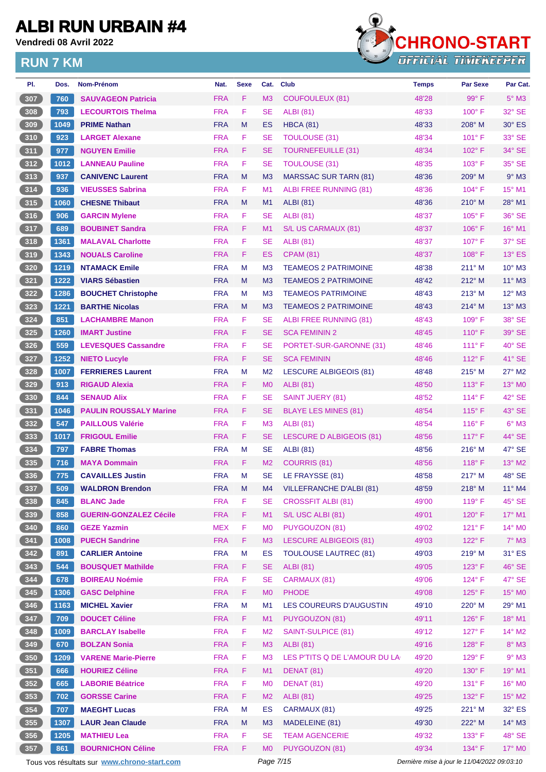# ALBI RUN URBAIN #4

**Vendredi 08 Avril 2022**

## RUN 7 KM

CHRONO-START OFFICIAL TIMEKEEPER

| Pl. | Dos. | Nom-Prénom | Nat. | Sexe | Cat. | Club | Temps | Par Sexe | Par Cat. |
|---|---|---|---|---|---|---|---|---|---|
| 307 | 760 | SAUVAGEON Patricia | FRA | F | M3 | COUFOULEUX (81) | 48'28 | 99° F | 5° M3 |
| 308 | 793 | LECOURTOIS Thelma | FRA | F | SE | ALBI (81) | 48'33 | 100° F | 32° SE |
| 309 | 1049 | PRIME Nathan | FRA | M | ES | HBCA (81) | 48'33 | 208° M | 30° ES |
| 310 | 923 | LARGET Alexane | FRA | F | SE | TOULOUSE (31) | 48'34 | 101° F | 33° SE |
| 311 | 977 | NGUYEN Emilie | FRA | F | SE | TOURNEFEUILLE (31) | 48'34 | 102° F | 34° SE |
| 312 | 1012 | LANNEAU Pauline | FRA | F | SE | TOULOUSE (31) | 48'35 | 103° F | 35° SE |
| 313 | 937 | CANIVENC Laurent | FRA | M | M3 | MARSSAC SUR TARN (81) | 48'36 | 209° M | 9° M3 |
| 314 | 936 | VIEUSSES Sabrina | FRA | F | M1 | ALBI FREE RUNNING (81) | 48'36 | 104° F | 15° M1 |
| 315 | 1060 | CHESNE Thibaut | FRA | M | M1 | ALBI (81) | 48'36 | 210° M | 28° M1 |
| 316 | 906 | GARCIN Mylene | FRA | F | SE | ALBI (81) | 48'37 | 105° F | 36° SE |
| 317 | 689 | BOUBINET Sandra | FRA | F | M1 | S/L US CARMAUX (81) | 48'37 | 106° F | 16° M1 |
| 318 | 1361 | MALAVAL Charlotte | FRA | F | SE | ALBI (81) | 48'37 | 107° F | 37° SE |
| 319 | 1343 | NOUALS Caroline | FRA | F | ES | CPAM (81) | 48'37 | 108° F | 13° ES |
| 320 | 1219 | NTAMACK Emile | FRA | M | M3 | TEAMEOS 2 PATRIMOINE | 48'38 | 211° M | 10° M3 |
| 321 | 1222 | VIARS Sébastien | FRA | M | M3 | TEAMEOS 2 PATRIMOINE | 48'42 | 212° M | 11° M3 |
| 322 | 1286 | BOUCHET Christophe | FRA | M | M3 | TEAMEOS PATRIMOINE | 48'43 | 213° M | 12° M3 |
| 323 | 1221 | BARTHE Nicolas | FRA | M | M3 | TEAMEOS 2 PATRIMOINE | 48'43 | 214° M | 13° M3 |
| 324 | 851 | LACHAMBRE Manon | FRA | F | SE | ALBI FREE RUNNING (81) | 48'43 | 109° F | 38° SE |
| 325 | 1260 | IMART Justine | FRA | F | SE | SCA FEMININ 2 | 48'45 | 110° F | 39° SE |
| 326 | 559 | LEVESQUES Cassandre | FRA | F | SE | PORTET-SUR-GARONNE (31) | 48'46 | 111° F | 40° SE |
| 327 | 1252 | NIETO Lucyle | FRA | F | SE | SCA FEMININ | 48'46 | 112° F | 41° SE |
| 328 | 1007 | FERRIERES Laurent | FRA | M | M2 | LESCURE ALBIGEOIS (81) | 48'48 | 215° M | 27° M2 |
| 329 | 913 | RIGAUD Alexia | FRA | F | M0 | ALBI (81) | 48'50 | 113° F | 13° M0 |
| 330 | 844 | SENAUD Alix | FRA | F | SE | SAINT JUERY (81) | 48'52 | 114° F | 42° SE |
| 331 | 1046 | PAULIN ROUSSALY Marine | FRA | F | SE | BLAYE LES MINES (81) | 48'54 | 115° F | 43° SE |
| 332 | 547 | PAILLOUS Valérie | FRA | F | M3 | ALBI (81) | 48'54 | 116° F | 6° M3 |
| 333 | 1017 | FRIGOUL Emilie | FRA | F | SE | LESCURE D ALBIGEOIS (81) | 48'56 | 117° F | 44° SE |
| 334 | 797 | FABRE Thomas | FRA | M | SE | ALBI (81) | 48'56 | 216° M | 47° SE |
| 335 | 716 | MAYA Dommain | FRA | F | M2 | COURRIS (81) | 48'56 | 118° F | 13° M2 |
| 336 | 775 | CAVAILLES Justin | FRA | M | SE | LE FRAYSSE (81) | 48'58 | 217° M | 48° SE |
| 337 | 509 | WALDRON Brendon | FRA | M | M4 | VILLEFRANCHE D'ALBI (81) | 48'59 | 218° M | 11° M4 |
| 338 | 845 | BLANC Jade | FRA | F | SE | CROSSFIT ALBI (81) | 49'00 | 119° F | 45° SE |
| 339 | 858 | GUERIN-GONZALEZ Cécile | FRA | F | M1 | S/L USC ALBI (81) | 49'01 | 120° F | 17° M1 |
| 340 | 860 | GEZE Yazmin | MEX | F | M0 | PUYGOUZON (81) | 49'02 | 121° F | 14° M0 |
| 341 | 1008 | PUECH Sandrine | FRA | F | M3 | LESCURE ALBIGEOIS (81) | 49'03 | 122° F | 7° M3 |
| 342 | 891 | CARLIER Antoine | FRA | M | ES | TOULOUSE LAUTREC (81) | 49'03 | 219° M | 31° ES |
| 343 | 544 | BOUSQUET Mathilde | FRA | F | SE | ALBI (81) | 49'05 | 123° F | 46° SE |
| 344 | 678 | BOIREAU Noémie | FRA | F | SE | CARMAUX (81) | 49'06 | 124° F | 47° SE |
| 345 | 1306 | GASC Delphine | FRA | F | M0 | PHODE | 49'08 | 125° F | 15° M0 |
| 346 | 1163 | MICHEL Xavier | FRA | M | M1 | LES COUREURS D'AUGUSTIN | 49'10 | 220° M | 29° M1 |
| 347 | 709 | DOUCET Céline | FRA | F | M1 | PUYGOUZON (81) | 49'11 | 126° F | 18° M1 |
| 348 | 1009 | BARCLAY Isabelle | FRA | F | M2 | SAINT-SULPICE (81) | 49'12 | 127° F | 14° M2 |
| 349 | 670 | BOLZAN Sonia | FRA | F | M3 | ALBI (81) | 49'16 | 128° F | 8° M3 |
| 350 | 1209 | VARENE Marie-Pierre | FRA | F | M3 | LES P'TITS Q DE L'AMOUR DU LA | 49'20 | 129° F | 9° M3 |
| 351 | 666 | HOURIEZ Céline | FRA | F | M1 | DENAT (81) | 49'20 | 130° F | 19° M1 |
| 352 | 665 | LABORIE Béatrice | FRA | F | M0 | DENAT (81) | 49'20 | 131° F | 16° M0 |
| 353 | 702 | GORSSE Carine | FRA | F | M2 | ALBI (81) | 49'25 | 132° F | 15° M2 |
| 354 | 707 | MAEGHT Lucas | FRA | M | ES | CARMAUX (81) | 49'25 | 221° M | 32° ES |
| 355 | 1307 | LAUR Jean Claude | FRA | M | M3 | MADELEINE (81) | 49'30 | 222° M | 14° M3 |
| 356 | 1205 | MATHIEU Lea | FRA | F | SE | TEAM AGENCERIE | 49'32 | 133° F | 48° SE |
| 357 | 861 | BOURNICHON Céline | FRA | F | M0 | PUYGOUZON (81) | 49'34 | 134° F | 17° M0 |

Tous vos résultats sur www.chrono-start.com

Dernière mise à jour le 11/04/2022 09:03:10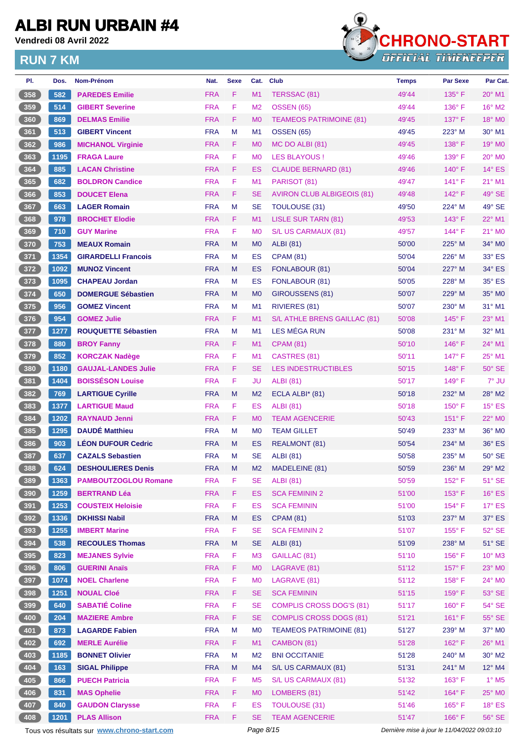# ALBI RUN URBAIN #4

**Vendredi 08 Avril 2022**

## RUN 7 KM

CHRONO-START
OFFICIAL TIMEKEEPER

| Pl. | Dos. | Nom-Prénom | Nat. | Sexe | Cat. | Club | Temps | Par Sexe | Par Cat. |
|---|---|---|---|---|---|---|---|---|---|
| 358 | 582 | PAREDES Emilie | FRA | F | M1 | TERSSAC (81) | 49'44 | 135° F | 20° M1 |
| 359 | 514 | GIBERT Severine | FRA | F | M2 | OSSEN (65) | 49'44 | 136° F | 16° M2 |
| 360 | 869 | DELMAS Emilie | FRA | F | M0 | TEAMEOS PATRIMOINE (81) | 49'45 | 137° F | 18° M0 |
| 361 | 513 | GIBERT Vincent | FRA | M | M1 | OSSEN (65) | 49'45 | 223° M | 30° M1 |
| 362 | 986 | MICHANOL Virginie | FRA | F | M0 | MC DO ALBI (81) | 49'45 | 138° F | 19° M0 |
| 363 | 1195 | FRAGA Laure | FRA | F | M0 | LES BLAYOUS ! | 49'46 | 139° F | 20° M0 |
| 364 | 885 | LACAN Christine | FRA | F | ES | CLAUDE BERNARD (81) | 49'46 | 140° F | 14° ES |
| 365 | 682 | BOLDRON Candice | FRA | F | M1 | PARISOT (81) | 49'47 | 141° F | 21° M1 |
| 366 | 853 | DOUCET Elena | FRA | F | SE | AVIRON CLUB ALBIGEOIS (81) | 49'48 | 142° F | 49° SE |
| 367 | 663 | LAGER Romain | FRA | M | SE | TOULOUSE (31) | 49'50 | 224° M | 49° SE |
| 368 | 978 | BROCHET Elodie | FRA | F | M1 | LISLE SUR TARN (81) | 49'53 | 143° F | 22° M1 |
| 369 | 710 | GUY Marine | FRA | F | M0 | S/L US CARMAUX (81) | 49'57 | 144° F | 21° M0 |
| 370 | 753 | MEAUX Romain | FRA | M | M0 | ALBI (81) | 50'00 | 225° M | 34° M0 |
| 371 | 1354 | GIRARDELLI Francois | FRA | M | ES | CPAM (81) | 50'04 | 226° M | 33° ES |
| 372 | 1092 | MUNOZ Vincent | FRA | M | ES | FONLABOUR (81) | 50'04 | 227° M | 34° ES |
| 373 | 1095 | CHAPEAU Jordan | FRA | M | ES | FONLABOUR (81) | 50'05 | 228° M | 35° ES |
| 374 | 650 | DOMERGUE Sébastien | FRA | M | M0 | GIROUSSENS (81) | 50'07 | 229° M | 35° M0 |
| 375 | 956 | GOMEZ Vincent | FRA | M | M1 | RIVIERES (81) | 50'07 | 230° M | 31° M1 |
| 376 | 954 | GOMEZ Julie | FRA | F | M1 | S/L ATHLE BRENS GAILLAC (81) | 50'08 | 145° F | 23° M1 |
| 377 | 1277 | ROUQUETTE Sébastien | FRA | M | M1 | LES MÉGA RUN | 50'08 | 231° M | 32° M1 |
| 378 | 880 | BROY Fanny | FRA | F | M1 | CPAM (81) | 50'10 | 146° F | 24° M1 |
| 379 | 852 | KORCZAK Nadège | FRA | F | M1 | CASTRES (81) | 50'11 | 147° F | 25° M1 |
| 380 | 1180 | GAUJAL-LANDES Julie | FRA | F | SE | LES INDESTRUCTIBLES | 50'15 | 148° F | 50° SE |
| 381 | 1404 | BOISSÉSON Louise | FRA | F | JU | ALBI (81) | 50'17 | 149° F | 7° JU |
| 382 | 769 | LARTIGUE Cyrille | FRA | M | M2 | ECLA ALBI* (81) | 50'18 | 232° M | 28° M2 |
| 383 | 1377 | LARTIGUE Maud | FRA | F | ES | ALBI (81) | 50'18 | 150° F | 15° ES |
| 384 | 1202 | RAYNAUD Jenni | FRA | F | M0 | TEAM AGENCERIE | 50'43 | 151° F | 22° M0 |
| 385 | 1295 | DAUDÉ Matthieu | FRA | M | M0 | TEAM GILLET | 50'49 | 233° M | 36° M0 |
| 386 | 903 | LÉON DUFOUR Cedric | FRA | M | ES | REALMONT (81) | 50'54 | 234° M | 36° ES |
| 387 | 637 | CAZALS Sebastien | FRA | M | SE | ALBI (81) | 50'58 | 235° M | 50° SE |
| 388 | 624 | DESHOULIERES Denis | FRA | M | M2 | MADELEINE (81) | 50'59 | 236° M | 29° M2 |
| 389 | 1363 | PAMBOUTZOGLOU Romane | FRA | F | SE | ALBI (81) | 50'59 | 152° F | 51° SE |
| 390 | 1259 | BERTRAND Léa | FRA | F | ES | SCA FEMININ 2 | 51'00 | 153° F | 16° ES |
| 391 | 1253 | COUSTEIX Heloisie | FRA | F | ES | SCA FEMININ | 51'00 | 154° F | 17° ES |
| 392 | 1336 | DKHISSI Nabil | FRA | M | ES | CPAM (81) | 51'03 | 237° M | 37° ES |
| 393 | 1255 | IMBERT Marine | FRA | F | SE | SCA FEMININ 2 | 51'07 | 155° F | 52° SE |
| 394 | 538 | RECOULES Thomas | FRA | M | SE | ALBI (81) | 51'09 | 238° M | 51° SE |
| 395 | 823 | MEJANES Sylvie | FRA | F | M3 | GAILLAC (81) | 51'10 | 156° F | 10° M3 |
| 396 | 806 | GUERINI Anaïs | FRA | F | M0 | LAGRAVE (81) | 51'12 | 157° F | 23° M0 |
| 397 | 1074 | NOEL Charlene | FRA | F | M0 | LAGRAVE (81) | 51'12 | 158° F | 24° M0 |
| 398 | 1251 | NOUAL Cloé | FRA | F | SE | SCA FEMININ | 51'15 | 159° F | 53° SE |
| 399 | 640 | SABATIÉ Coline | FRA | F | SE | COMPLIS CROSS DOG'S (81) | 51'17 | 160° F | 54° SE |
| 400 | 204 | MAZIERE Ambre | FRA | F | SE | COMPLIS CROSS DOGS (81) | 51'21 | 161° F | 55° SE |
| 401 | 873 | LAGARDE Fabien | FRA | M | M0 | TEAMEOS PATRIMOINE (81) | 51'27 | 239° M | 37° M0 |
| 402 | 692 | MERLE Aurélie | FRA | F | M1 | CAMBON (81) | 51'28 | 162° F | 26° M1 |
| 403 | 1185 | BONNET Olivier | FRA | M | M2 | BNI OCCITANIE | 51'28 | 240° M | 30° M2 |
| 404 | 163 | SIGAL Philippe | FRA | M | M4 | S/L US CARMAUX (81) | 51'31 | 241° M | 12° M4 |
| 405 | 866 | PUECH Patricia | FRA | F | M5 | S/L US CARMAUX (81) | 51'32 | 163° F | 1° M5 |
| 406 | 831 | MAS Ophelie | FRA | F | M0 | LOMBERS (81) | 51'42 | 164° F | 25° M0 |
| 407 | 840 | GAUDON Clarysse | FRA | F | ES | TOULOUSE (31) | 51'46 | 165° F | 18° ES |
| 408 | 1201 | PLAS Allison | FRA | F | SE | TEAM AGENCERIE | 51'47 | 166° F | 56° SE |

Tous vos résultats sur www.chrono-start.com

*Dernière mise à jour le 11/04/2022 09:03:10*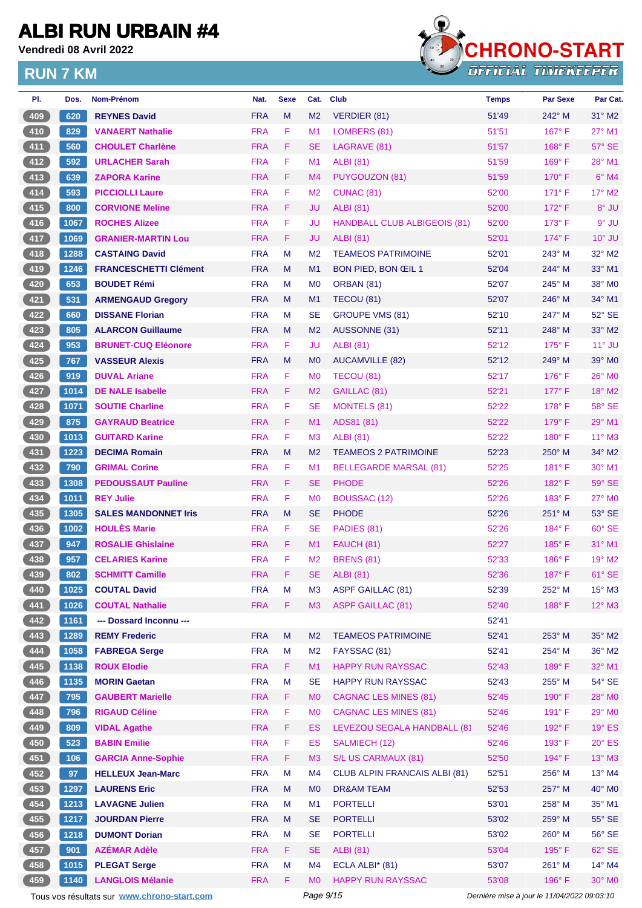# ALBI RUN URBAIN #4

Vendredi 08 Avril 2022

## RUN 7 KM

| Pl. | Dos. | Nom-Prénom | Nat. | Sexe | Cat. | Club | Temps | Par Sexe | Par Cat. |
|---|---|---|---|---|---|---|---|---|---|
| 409 | 620 | REYNES David | FRA | M | M2 | VERDIER (81) | 51'49 | 242° M | 31° M2 |
| 410 | 829 | VANAERT Nathalie | FRA | F | M1 | LOMBERS (81) | 51'51 | 167° F | 27° M1 |
| 411 | 560 | CHOULET Charlène | FRA | F | SE | LAGRAVE (81) | 51'57 | 168° F | 57° SE |
| 412 | 592 | URLACHER Sarah | FRA | F | M1 | ALBI (81) | 51'59 | 169° F | 28° M1 |
| 413 | 639 | ZAPORA Karine | FRA | F | M4 | PUYGOUZON (81) | 51'59 | 170° F | 6° M4 |
| 414 | 593 | PICCIOLLI Laure | FRA | F | M2 | CUNAC (81) | 52'00 | 171° F | 17° M2 |
| 415 | 800 | CORVIONE Meline | FRA | F | JU | ALBI (81) | 52'00 | 172° F | 8° JU |
| 416 | 1067 | ROCHES Alizee | FRA | F | JU | HANDBALL CLUB ALBIGEOIS (81) | 52'00 | 173° F | 9° JU |
| 417 | 1069 | GRANIER-MARTIN Lou | FRA | F | JU | ALBI (81) | 52'01 | 174° F | 10° JU |
| 418 | 1288 | CASTAING David | FRA | M | M2 | TEAMEOS PATRIMOINE | 52'01 | 243° M | 32° M2 |
| 419 | 1246 | FRANCESCHETTI Clément | FRA | M | M1 | BON PIED, BON ŒIL 1 | 52'04 | 244° M | 33° M1 |
| 420 | 653 | BOUDET Rémi | FRA | M | M0 | ORBAN (81) | 52'07 | 245° M | 38° M0 |
| 421 | 531 | ARMENGAUD Gregory | FRA | M | M1 | TECOU (81) | 52'07 | 246° M | 34° M1 |
| 422 | 660 | DISSANE Florian | FRA | M | SE | GROUPE VMS (81) | 52'10 | 247° M | 52° SE |
| 423 | 805 | ALARCON Guillaume | FRA | M | M2 | AUSSONNE (31) | 52'11 | 248° M | 33° M2 |
| 424 | 953 | BRUNET-CUQ Eléonore | FRA | F | JU | ALBI (81) | 52'12 | 175° F | 11° JU |
| 425 | 767 | VASSEUR Alexis | FRA | M | M0 | AUCAMVILLE (82) | 52'12 | 249° M | 39° M0 |
| 426 | 919 | DUVAL Ariane | FRA | F | M0 | TECOU (81) | 52'17 | 176° F | 26° M0 |
| 427 | 1014 | DE NALE Isabelle | FRA | F | M2 | GAILLAC (81) | 52'21 | 177° F | 18° M2 |
| 428 | 1071 | SOUTIE Charline | FRA | F | SE | MONTELS (81) | 52'22 | 178° F | 58° SE |
| 429 | 875 | GAYRAUD Beatrice | FRA | F | M1 | ADS81 (81) | 52'22 | 179° F | 29° M1 |
| 430 | 1013 | GUITARD Karine | FRA | F | M3 | ALBI (81) | 52'22 | 180° F | 11° M3 |
| 431 | 1223 | DECIMA Romain | FRA | M | M2 | TEAMEOS 2 PATRIMOINE | 52'23 | 250° M | 34° M2 |
| 432 | 790 | GRIMAL Corine | FRA | F | M1 | BELLEGARDE MARSAL (81) | 52'25 | 181° F | 30° M1 |
| 433 | 1308 | PEDOUSSAUT Pauline | FRA | F | SE | PHODE | 52'26 | 182° F | 59° SE |
| 434 | 1011 | REY Julie | FRA | F | M0 | BOUSSAC (12) | 52'26 | 183° F | 27° M0 |
| 435 | 1305 | SALES MANDONNET Iris | FRA | M | SE | PHODE | 52'26 | 251° M | 53° SE |
| 436 | 1002 | HOULÈS Marie | FRA | F | SE | PADIES (81) | 52'26 | 184° F | 60° SE |
| 437 | 947 | ROSALIE Ghislaine | FRA | F | M1 | FAUCH (81) | 52'27 | 185° F | 31° M1 |
| 438 | 957 | CELARIES Karine | FRA | F | M2 | BRENS (81) | 52'33 | 186° F | 19° M2 |
| 439 | 802 | SCHMITT Camille | FRA | F | SE | ALBI (81) | 52'36 | 187° F | 61° SE |
| 440 | 1025 | COUTAL David | FRA | M | M3 | ASPF GAILLAC (81) | 52'39 | 252° M | 15° M3 |
| 441 | 1026 | COUTAL Nathalie | FRA | F | M3 | ASPF GAILLAC (81) | 52'40 | 188° F | 12° M3 |
| 442 | 1161 | --- Dossard Inconnu --- | | | | | 52'41 | | |
| 443 | 1289 | REMY Frederic | FRA | M | M2 | TEAMEOS PATRIMOINE | 52'41 | 253° M | 35° M2 |
| 444 | 1058 | FABREGA Serge | FRA | M | M2 | FAYSSAC (81) | 52'41 | 254° M | 36° M2 |
| 445 | 1138 | ROUX Elodie | FRA | F | M1 | HAPPY RUN RAYSSAC | 52'43 | 189° F | 32° M1 |
| 446 | 1135 | MORIN Gaetan | FRA | M | SE | HAPPY RUN RAYSSAC | 52'43 | 255° M | 54° SE |
| 447 | 795 | GAUBERT Marielle | FRA | F | M0 | CAGNAC LES MINES (81) | 52'45 | 190° F | 28° M0 |
| 448 | 796 | RIGAUD Céline | FRA | F | M0 | CAGNAC LES MINES (81) | 52'46 | 191° F | 29° M0 |
| 449 | 809 | VIDAL Agathe | FRA | F | ES | LEVEZOU SEGALA HANDBALL (81 | 52'46 | 192° F | 19° ES |
| 450 | 523 | BABIN Emilie | FRA | F | ES | SALMIECH (12) | 52'46 | 193° F | 20° ES |
| 451 | 106 | GARCIA Anne-Sophie | FRA | F | M3 | S/L US CARMAUX (81) | 52'50 | 194° F | 13° M3 |
| 452 | 97 | HELLEUX Jean-Marc | FRA | M | M4 | CLUB ALPIN FRANCAIS ALBI (81) | 52'51 | 256° M | 13° M4 |
| 453 | 1297 | LAURENS Eric | FRA | M | M0 | DR&AM TEAM | 52'53 | 257° M | 40° M0 |
| 454 | 1213 | LAVAGNE Julien | FRA | M | M1 | PORTELLI | 53'01 | 258° M | 35° M1 |
| 455 | 1217 | JOURDAN Pierre | FRA | M | SE | PORTELLI | 53'02 | 259° M | 55° SE |
| 456 | 1218 | DUMONT Dorian | FRA | M | SE | PORTELLI | 53'02 | 260° M | 56° SE |
| 457 | 901 | AZÉMAR Adèle | FRA | F | SE | ALBI (81) | 53'04 | 195° F | 62° SE |
| 458 | 1015 | PLEGAT Serge | FRA | M | M4 | ECLA ALBI* (81) | 53'07 | 261° M | 14° M4 |
| 459 | 1140 | LANGLOIS Mélanie | FRA | F | M0 | HAPPY RUN RAYSSAC | 53'08 | 196° F | 30° M0 |

Tous vos résultats sur www.chrono-start.com

Dernière mise à jour le 11/04/2022 09:03:10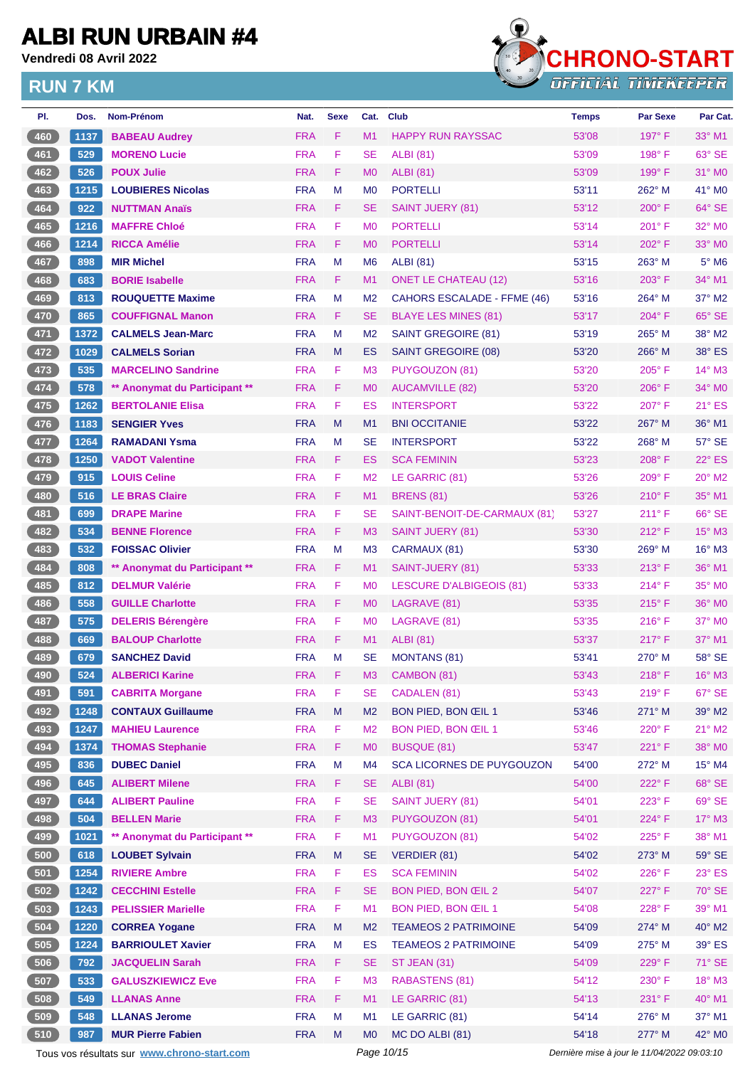# ALBI RUN URBAIN #4

**Vendredi 08 Avril 2022**

## RUN 7 KM

CHRONO-START
OFFICIAL TIMEKEEPER

| Pl. | Dos. | Nom-Prénom | Nat. | Sexe | Cat. | Club | Temps | Par Sexe | Par Cat. |
|---|---|---|---|---|---|---|---|---|---|
| 460 | 1137 | BABEAU Audrey | FRA | F | M1 | HAPPY RUN RAYSSAC | 53'08 | 197° F | 33° M1 |
| 461 | 529 | MORENO Lucie | FRA | F | SE | ALBI (81) | 53'09 | 198° F | 63° SE |
| 462 | 526 | POUX Julie | FRA | F | M0 | ALBI (81) | 53'09 | 199° F | 31° M0 |
| 463 | 1215 | LOUBIERES Nicolas | FRA | M | M0 | PORTELLI | 53'11 | 262° M | 41° M0 |
| 464 | 922 | NUTTMAN Anaïs | FRA | F | SE | SAINT JUERY (81) | 53'12 | 200° F | 64° SE |
| 465 | 1216 | MAFFRE Chloé | FRA | F | M0 | PORTELLI | 53'14 | 201° F | 32° M0 |
| 466 | 1214 | RICCA Amélie | FRA | F | M0 | PORTELLI | 53'14 | 202° F | 33° M0 |
| 467 | 898 | MIR Michel | FRA | M | M6 | ALBI (81) | 53'15 | 263° M | 5° M6 |
| 468 | 683 | BORIE Isabelle | FRA | F | M1 | ONET LE CHATEAU (12) | 53'16 | 203° F | 34° M1 |
| 469 | 813 | ROUQUETTE Maxime | FRA | M | M2 | CAHORS ESCALADE - FFME (46) | 53'16 | 264° M | 37° M2 |
| 470 | 865 | COUFFIGNAL Manon | FRA | F | SE | BLAYE LES MINES (81) | 53'17 | 204° F | 65° SE |
| 471 | 1372 | CALMELS Jean-Marc | FRA | M | M2 | SAINT GREGOIRE (81) | 53'19 | 265° M | 38° M2 |
| 472 | 1029 | CALMELS Sorian | FRA | M | ES | SAINT GREGOIRE (08) | 53'20 | 266° M | 38° ES |
| 473 | 535 | MARCELINO Sandrine | FRA | F | M3 | PUYGOUZON (81) | 53'20 | 205° F | 14° M3 |
| 474 | 578 | ** Anonymat du Participant ** | FRA | F | M0 | AUCAMVILLE (82) | 53'20 | 206° F | 34° M0 |
| 475 | 1262 | BERTOLANIE Elisa | FRA | F | ES | INTERSPORT | 53'22 | 207° F | 21° ES |
| 476 | 1183 | SENGIER Yves | FRA | M | M1 | BNI OCCITANIE | 53'22 | 267° M | 36° M1 |
| 477 | 1264 | RAMADANI Ysma | FRA | M | SE | INTERSPORT | 53'22 | 268° M | 57° SE |
| 478 | 1250 | VADOT Valentine | FRA | F | ES | SCA FEMININ | 53'23 | 208° F | 22° ES |
| 479 | 915 | LOUIS Celine | FRA | F | M2 | LE GARRIC (81) | 53'26 | 209° F | 20° M2 |
| 480 | 516 | LE BRAS Claire | FRA | F | M1 | BRENS (81) | 53'26 | 210° F | 35° M1 |
| 481 | 699 | DRAPE Marine | FRA | F | SE | SAINT-BENOIT-DE-CARMAUX (81) | 53'27 | 211° F | 66° SE |
| 482 | 534 | BENNE Florence | FRA | F | M3 | SAINT JUERY (81) | 53'30 | 212° F | 15° M3 |
| 483 | 532 | FOISSAC Olivier | FRA | M | M3 | CARMAUX (81) | 53'30 | 269° M | 16° M3 |
| 484 | 808 | ** Anonymat du Participant ** | FRA | F | M1 | SAINT-JUERY (81) | 53'33 | 213° F | 36° M1 |
| 485 | 812 | DELMUR Valérie | FRA | F | M0 | LESCURE D'ALBIGEOIS (81) | 53'33 | 214° F | 35° M0 |
| 486 | 558 | GUILLE Charlotte | FRA | F | M0 | LAGRAVE (81) | 53'35 | 215° F | 36° M0 |
| 487 | 575 | DELERIS Bérengère | FRA | F | M0 | LAGRAVE (81) | 53'35 | 216° F | 37° M0 |
| 488 | 669 | BALOUP Charlotte | FRA | F | M1 | ALBI (81) | 53'37 | 217° F | 37° M1 |
| 489 | 679 | SANCHEZ David | FRA | M | SE | MONTANS (81) | 53'41 | 270° M | 58° SE |
| 490 | 524 | ALBERICI Karine | FRA | F | M3 | CAMBON (81) | 53'43 | 218° F | 16° M3 |
| 491 | 591 | CABRITA Morgane | FRA | F | SE | CADALEN (81) | 53'43 | 219° F | 67° SE |
| 492 | 1248 | CONTAUX Guillaume | FRA | M | M2 | BON PIED, BON ŒIL 1 | 53'46 | 271° M | 39° M2 |
| 493 | 1247 | MAHIEU Laurence | FRA | F | M2 | BON PIED, BON ŒIL 1 | 53'46 | 220° F | 21° M2 |
| 494 | 1374 | THOMAS Stephanie | FRA | F | M0 | BUSQUE (81) | 53'47 | 221° F | 38° M0 |
| 495 | 836 | DUBEC Daniel | FRA | M | M4 | SCA LICORNES DE PUYGOUZON | 54'00 | 272° M | 15° M4 |
| 496 | 645 | ALIBERT Milene | FRA | F | SE | ALBI (81) | 54'00 | 222° F | 68° SE |
| 497 | 644 | ALIBERT Pauline | FRA | F | SE | SAINT JUERY (81) | 54'01 | 223° F | 69° SE |
| 498 | 504 | BELLEN Marie | FRA | F | M3 | PUYGOUZON (81) | 54'01 | 224° F | 17° M3 |
| 499 | 1021 | ** Anonymat du Participant ** | FRA | F | M1 | PUYGOUZON (81) | 54'02 | 225° F | 38° M1 |
| 500 | 618 | LOUBET Sylvain | FRA | M | SE | VERDIER (81) | 54'02 | 273° M | 59° SE |
| 501 | 1254 | RIVIERE Ambre | FRA | F | ES | SCA FEMININ | 54'02 | 226° F | 23° ES |
| 502 | 1242 | CECCHINI Estelle | FRA | F | SE | BON PIED, BON ŒIL 2 | 54'07 | 227° F | 70° SE |
| 503 | 1243 | PELISSIER Marielle | FRA | F | M1 | BON PIED, BON ŒIL 1 | 54'08 | 228° F | 39° M1 |
| 504 | 1220 | CORREA Yogane | FRA | M | M2 | TEAMEOS 2 PATRIMOINE | 54'09 | 274° M | 40° M2 |
| 505 | 1224 | BARRIOULET Xavier | FRA | M | ES | TEAMEOS 2 PATRIMOINE | 54'09 | 275° M | 39° ES |
| 506 | 792 | JACQUELIN Sarah | FRA | F | SE | ST JEAN (31) | 54'09 | 229° F | 71° SE |
| 507 | 533 | GALUSZKIEWICZ Eve | FRA | F | M3 | RABASTENS (81) | 54'12 | 230° F | 18° M3 |
| 508 | 549 | LLANAS Anne | FRA | F | M1 | LE GARRIC (81) | 54'13 | 231° F | 40° M1 |
| 509 | 548 | LLANAS Jerome | FRA | M | M1 | LE GARRIC (81) | 54'14 | 276° M | 37° M1 |
| 510 | 987 | MUR Pierre Fabien | FRA | M | M0 | MC DO ALBI (81) | 54'18 | 277° M | 42° M0 |

Tous vos résultats sur www.chrono-start.com

*Dernière mise à jour le 11/04/2022 09:03:10*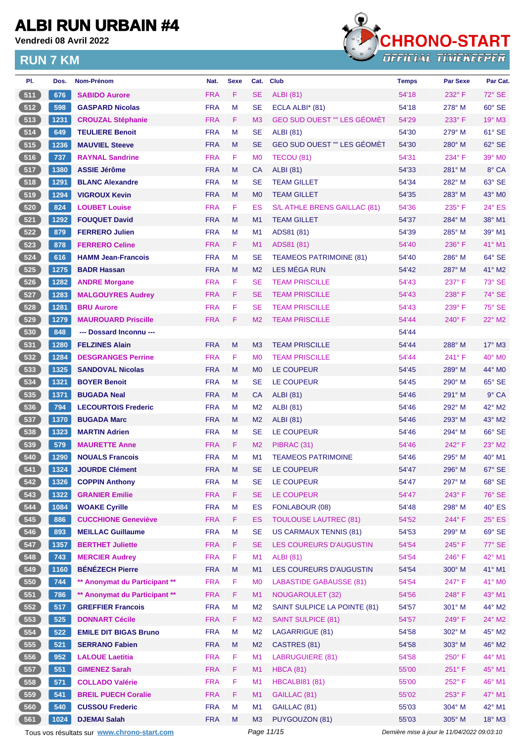# ALBI RUN URBAIN #4

Vendredi 08 Avril 2022

## RUN 7 KM

| Pl. | Dos. | Nom-Prénom | Nat. | Sexe | Cat. | Club | Temps | Par Sexe | Par Cat. |
|---|---|---|---|---|---|---|---|---|---|
| 511 | 676 | SABIDO Aurore | FRA | F | SE | ALBI (81) | 54'18 | 232° F | 72° SE |
| 512 | 598 | GASPARD Nicolas | FRA | M | SE | ECLA ALBI* (81) | 54'18 | 278° M | 60° SE |
| 513 | 1231 | CROUZAL Stéphanie | FRA | F | M3 | GEO SUD OUEST "" LES GÉOMÈT | 54'29 | 233° F | 19° M3 |
| 514 | 649 | TEULIERE Benoit | FRA | M | SE | ALBI (81) | 54'30 | 279° M | 61° SE |
| 515 | 1236 | MAUVIEL Steeve | FRA | M | SE | GEO SUD OUEST "" LES GÉOMÈT | 54'30 | 280° M | 62° SE |
| 516 | 737 | RAYNAL Sandrine | FRA | F | M0 | TECOU (81) | 54'31 | 234° F | 39° M0 |
| 517 | 1380 | ASSIE Jérôme | FRA | M | CA | ALBI (81) | 54'33 | 281° M | 8° CA |
| 518 | 1291 | BLANC Alexandre | FRA | M | SE | TEAM GILLET | 54'34 | 282° M | 63° SE |
| 519 | 1294 | VIGROUX Kevin | FRA | M | M0 | TEAM GILLET | 54'35 | 283° M | 43° M0 |
| 520 | 824 | LOUBET Louise | FRA | F | ES | S/L ATHLE BRENS GAILLAC (81) | 54'36 | 235° F | 24° ES |
| 521 | 1292 | FOUQUET David | FRA | M | M1 | TEAM GILLET | 54'37 | 284° M | 38° M1 |
| 522 | 879 | FERRERO Julien | FRA | M | M1 | ADS81 (81) | 54'39 | 285° M | 39° M1 |
| 523 | 878 | FERRERO Celine | FRA | F | M1 | ADS81 (81) | 54'40 | 236° F | 41° M1 |
| 524 | 616 | HAMM Jean-Francois | FRA | M | SE | TEAMEOS PATRIMOINE (81) | 54'40 | 286° M | 64° SE |
| 525 | 1275 | BADR Hassan | FRA | M | M2 | LES MÉGA RUN | 54'42 | 287° M | 41° M2 |
| 526 | 1282 | ANDRE Morgane | FRA | F | SE | TEAM PRISCILLE | 54'43 | 237° F | 73° SE |
| 527 | 1283 | MALGOUYRES Audrey | FRA | F | SE | TEAM PRISCILLE | 54'43 | 238° F | 74° SE |
| 528 | 1281 | BRU Aurore | FRA | F | SE | TEAM PRISCILLE | 54'43 | 239° F | 75° SE |
| 529 | 1279 | MAUROUARD Priscille | FRA | F | M2 | TEAM PRISCILLE | 54'44 | 240° F | 22° M2 |
| 530 | 848 | --- Dossard Inconnu --- | | | | | 54'44 | | |
| 531 | 1280 | FELZINES Alain | FRA | M | M3 | TEAM PRISCILLE | 54'44 | 288° M | 17° M3 |
| 532 | 1284 | DESGRANGES Perrine | FRA | F | M0 | TEAM PRISCILLE | 54'44 | 241° F | 40° M0 |
| 533 | 1325 | SANDOVAL Nicolas | FRA | M | M0 | LE COUPEUR | 54'45 | 289° M | 44° M0 |
| 534 | 1321 | BOYER Benoit | FRA | M | SE | LE COUPEUR | 54'45 | 290° M | 65° SE |
| 535 | 1371 | BUGADA Neal | FRA | M | CA | ALBI (81) | 54'46 | 291° M | 9° CA |
| 536 | 794 | LECOURTOIS Frederic | FRA | M | M2 | ALBI (81) | 54'46 | 292° M | 42° M2 |
| 537 | 1370 | BUGADA Marc | FRA | M | M2 | ALBI (81) | 54'46 | 293° M | 43° M2 |
| 538 | 1323 | MARTIN Adrien | FRA | M | SE | LE COUPEUR | 54'46 | 294° M | 66° SE |
| 539 | 579 | MAURETTE Anne | FRA | F | M2 | PIBRAC (31) | 54'46 | 242° F | 23° M2 |
| 540 | 1290 | NOUALS Francois | FRA | M | M1 | TEAMEOS PATRIMOINE | 54'46 | 295° M | 40° M1 |
| 541 | 1324 | JOURDE Clément | FRA | M | SE | LE COUPEUR | 54'47 | 296° M | 67° SE |
| 542 | 1326 | COPPIN Anthony | FRA | M | SE | LE COUPEUR | 54'47 | 297° M | 68° SE |
| 543 | 1322 | GRANIER Emilie | FRA | F | SE | LE COUPEUR | 54'47 | 243° F | 76° SE |
| 544 | 1084 | WOAKE Cyrille | FRA | M | ES | FONLABOUR (08) | 54'48 | 298° M | 40° ES |
| 545 | 886 | CUCCHIONE Geneviève | FRA | F | ES | TOULOUSE LAUTREC (81) | 54'52 | 244° F | 25° ES |
| 546 | 893 | MEILLAC Guillaume | FRA | M | SE | US CARMAUX TENNIS (81) | 54'53 | 299° M | 69° SE |
| 547 | 1357 | BERTHET Juliette | FRA | F | SE | LES COUREURS D'AUGUSTIN | 54'54 | 245° F | 77° SE |
| 548 | 743 | MERCIER Audrey | FRA | F | M1 | ALBI (81) | 54'54 | 246° F | 42° M1 |
| 549 | 1160 | BÉNÉZECH Pierre | FRA | M | M1 | LES COUREURS D'AUGUSTIN | 54'54 | 300° M | 41° M1 |
| 550 | 744 | ** Anonymat du Participant ** | FRA | F | M0 | LABASTIDE GABAUSSE (81) | 54'54 | 247° F | 41° M0 |
| 551 | 786 | ** Anonymat du Participant ** | FRA | F | M1 | NOUGAROULET (32) | 54'56 | 248° F | 43° M1 |
| 552 | 517 | GREFFIER Francois | FRA | M | M2 | SAINT SULPICE LA POINTE (81) | 54'57 | 301° M | 44° M2 |
| 553 | 525 | DONNART Cécile | FRA | F | M2 | SAINT SULPICE (81) | 54'57 | 249° F | 24° M2 |
| 554 | 522 | EMILE DIT BIGAS Bruno | FRA | M | M2 | LAGARRIGUE (81) | 54'58 | 302° M | 45° M2 |
| 555 | 521 | SERRANO Fabien | FRA | M | M2 | CASTRES (81) | 54'58 | 303° M | 46° M2 |
| 556 | 952 | LALOUE Laetitia | FRA | F | M1 | LABRUGUIERE (81) | 54'58 | 250° F | 44° M1 |
| 557 | 551 | GIMENEZ Sarah | FRA | F | M1 | HBCA (81) | 55'00 | 251° F | 45° M1 |
| 558 | 571 | COLLADO Valérie | FRA | F | M1 | HBCALBI81 (81) | 55'00 | 252° F | 46° M1 |
| 559 | 541 | BREIL PUECH Coralie | FRA | F | M1 | GAILLAC (81) | 55'02 | 253° F | 47° M1 |
| 560 | 540 | CUSSOU Frederic | FRA | M | M1 | GAILLAC (81) | 55'03 | 304° M | 42° M1 |
| 561 | 1024 | DJEMAI Salah | FRA | M | M3 | PUYGOUZON (81) | 55'03 | 305° M | 18° M3 |

Tous vos résultats sur www.chrono-start.com — Dernière mise à jour le 11/04/2022 09:03:10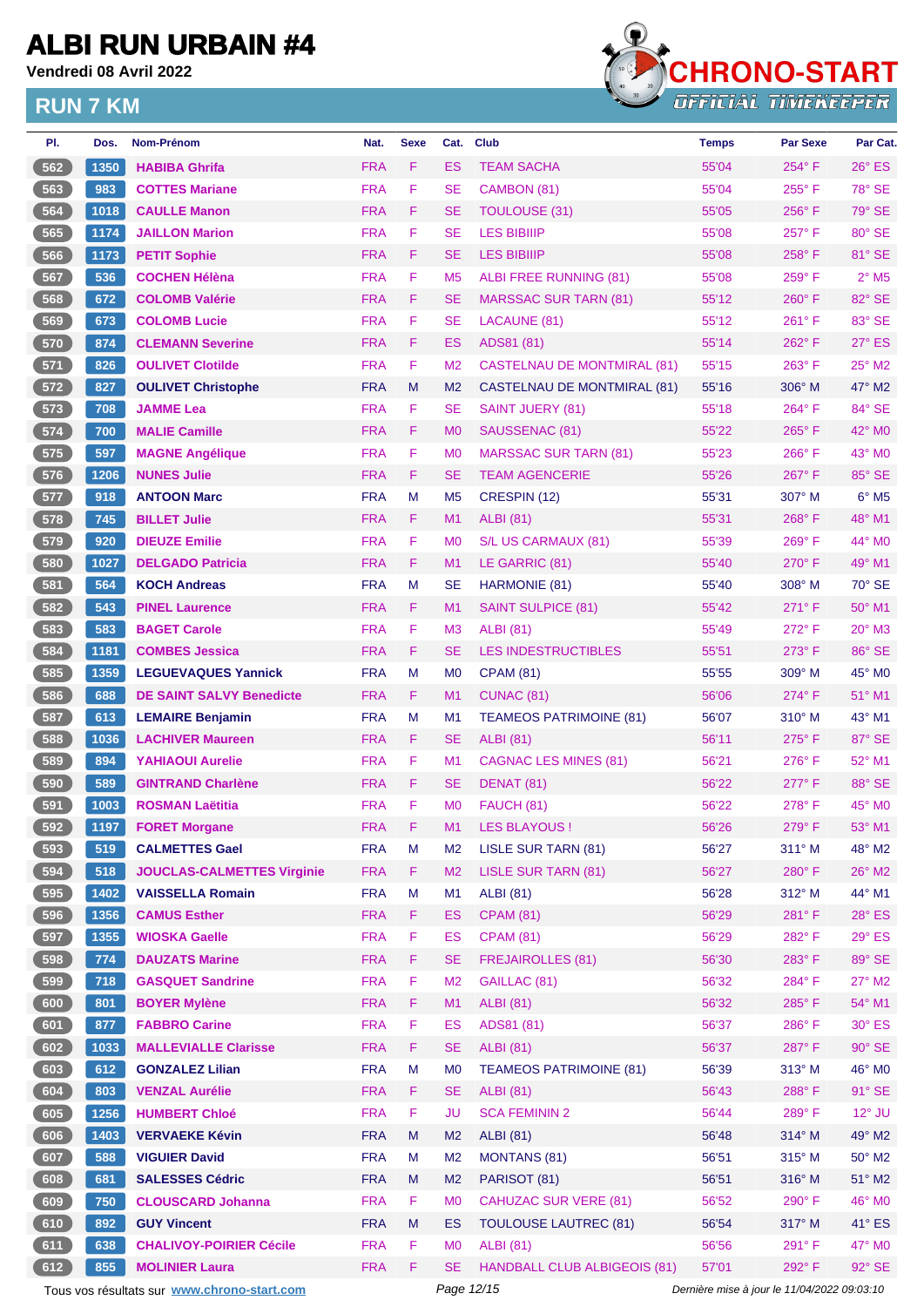# ALBI RUN URBAIN #4

**Vendredi 08 Avril 2022**

## RUN 7 KM

CHRONO-START OFFICIAL TIMEKEEPER

| Pl. | Dos. | Nom-Prénom | Nat. | Sexe | Cat. | Club | Temps | Par Sexe | Par Cat. |
|---|---|---|---|---|---|---|---|---|---|
| 562 | 1350 | HABIBA Ghrifa | FRA | F | ES | TEAM SACHA | 55'04 | 254° F | 26° ES |
| 563 | 983 | COTTES Mariane | FRA | F | SE | CAMBON (81) | 55'04 | 255° F | 78° SE |
| 564 | 1018 | CAULLE Manon | FRA | F | SE | TOULOUSE (31) | 55'05 | 256° F | 79° SE |
| 565 | 1174 | JAILLON Marion | FRA | F | SE | LES BIBIIIP | 55'08 | 257° F | 80° SE |
| 566 | 1173 | PETIT Sophie | FRA | F | SE | LES BIBIIIP | 55'08 | 258° F | 81° SE |
| 567 | 536 | COCHEN Hélèna | FRA | F | M5 | ALBI FREE RUNNING (81) | 55'08 | 259° F | 2° M5 |
| 568 | 672 | COLOMB Valérie | FRA | F | SE | MARSSAC SUR TARN (81) | 55'12 | 260° F | 82° SE |
| 569 | 673 | COLOMB Lucie | FRA | F | SE | LACAUNE (81) | 55'12 | 261° F | 83° SE |
| 570 | 874 | CLEMANN Severine | FRA | F | ES | ADS81 (81) | 55'14 | 262° F | 27° ES |
| 571 | 826 | OULIVET Clotilde | FRA | F | M2 | CASTELNAU DE MONTMIRAL (81) | 55'15 | 263° F | 25° M2 |
| 572 | 827 | OULIVET Christophe | FRA | M | M2 | CASTELNAU DE MONTMIRAL (81) | 55'16 | 306° M | 47° M2 |
| 573 | 708 | JAMME Lea | FRA | F | SE | SAINT JUERY (81) | 55'18 | 264° F | 84° SE |
| 574 | 700 | MALIE Camille | FRA | F | M0 | SAUSSENAC (81) | 55'22 | 265° F | 42° M0 |
| 575 | 597 | MAGNE Angélique | FRA | F | M0 | MARSSAC SUR TARN (81) | 55'23 | 266° F | 43° M0 |
| 576 | 1206 | NUNES Julie | FRA | F | SE | TEAM AGENCERIE | 55'26 | 267° F | 85° SE |
| 577 | 918 | ANTOON Marc | FRA | M | M5 | CRESPIN (12) | 55'31 | 307° M | 6° M5 |
| 578 | 745 | BILLET Julie | FRA | F | M1 | ALBI (81) | 55'31 | 268° F | 48° M1 |
| 579 | 920 | DIEUZE Emilie | FRA | F | M0 | S/L US CARMAUX (81) | 55'39 | 269° F | 44° M0 |
| 580 | 1027 | DELGADO Patricia | FRA | F | M1 | LE GARRIC (81) | 55'40 | 270° F | 49° M1 |
| 581 | 564 | KOCH Andreas | FRA | M | SE | HARMONIE (81) | 55'40 | 308° M | 70° SE |
| 582 | 543 | PINEL Laurence | FRA | F | M1 | SAINT SULPICE (81) | 55'42 | 271° F | 50° M1 |
| 583 | 583 | BAGET Carole | FRA | F | M3 | ALBI (81) | 55'49 | 272° F | 20° M3 |
| 584 | 1181 | COMBES Jessica | FRA | F | SE | LES INDESTRUCTIBLES | 55'51 | 273° F | 86° SE |
| 585 | 1359 | LEGUEVAQUES Yannick | FRA | M | M0 | CPAM (81) | 55'55 | 309° M | 45° M0 |
| 586 | 688 | DE SAINT SALVY Benedicte | FRA | F | M1 | CUNAC (81) | 56'06 | 274° F | 51° M1 |
| 587 | 613 | LEMAIRE Benjamin | FRA | M | M1 | TEAMEOS PATRIMOINE (81) | 56'07 | 310° M | 43° M1 |
| 588 | 1036 | LACHIVER Maureen | FRA | F | SE | ALBI (81) | 56'11 | 275° F | 87° SE |
| 589 | 894 | YAHIAOUI Aurelie | FRA | F | M1 | CAGNAC LES MINES (81) | 56'21 | 276° F | 52° M1 |
| 590 | 589 | GINTRAND Charlène | FRA | F | SE | DENAT (81) | 56'22 | 277° F | 88° SE |
| 591 | 1003 | ROSMAN Laëtitia | FRA | F | M0 | FAUCH (81) | 56'22 | 278° F | 45° M0 |
| 592 | 1197 | FORET Morgane | FRA | F | M1 | LES BLAYOUS ! | 56'26 | 279° F | 53° M1 |
| 593 | 519 | CALMETTES Gael | FRA | M | M2 | LISLE SUR TARN (81) | 56'27 | 311° M | 48° M2 |
| 594 | 518 | JOUCLAS-CALMETTES Virginie | FRA | F | M2 | LISLE SUR TARN (81) | 56'27 | 280° F | 26° M2 |
| 595 | 1402 | VAISSELLA Romain | FRA | M | M1 | ALBI (81) | 56'28 | 312° M | 44° M1 |
| 596 | 1356 | CAMUS Esther | FRA | F | ES | CPAM (81) | 56'29 | 281° F | 28° ES |
| 597 | 1355 | WIOSKA Gaelle | FRA | F | ES | CPAM (81) | 56'29 | 282° F | 29° ES |
| 598 | 774 | DAUZATS Marine | FRA | F | SE | FREJAIROLLES (81) | 56'30 | 283° F | 89° SE |
| 599 | 718 | GASQUET Sandrine | FRA | F | M2 | GAILLAC (81) | 56'32 | 284° F | 27° M2 |
| 600 | 801 | BOYER Mylène | FRA | F | M1 | ALBI (81) | 56'32 | 285° F | 54° M1 |
| 601 | 877 | FABBRO Carine | FRA | F | ES | ADS81 (81) | 56'37 | 286° F | 30° ES |
| 602 | 1033 | MALLEVIALLE Clarisse | FRA | F | SE | ALBI (81) | 56'37 | 287° F | 90° SE |
| 603 | 612 | GONZALEZ Lilian | FRA | M | M0 | TEAMEOS PATRIMOINE (81) | 56'39 | 313° M | 46° M0 |
| 604 | 803 | VENZAL Aurélie | FRA | F | SE | ALBI (81) | 56'43 | 288° F | 91° SE |
| 605 | 1256 | HUMBERT Chloé | FRA | F | JU | SCA FEMININ 2 | 56'44 | 289° F | 12° JU |
| 606 | 1403 | VERVAEKE Kévin | FRA | M | M2 | ALBI (81) | 56'48 | 314° M | 49° M2 |
| 607 | 588 | VIGUIER David | FRA | M | M2 | MONTANS (81) | 56'51 | 315° M | 50° M2 |
| 608 | 681 | SALESSES Cédric | FRA | M | M2 | PARISOT (81) | 56'51 | 316° M | 51° M2 |
| 609 | 750 | CLOUSCARD Johanna | FRA | F | M0 | CAHUZAC SUR VERE (81) | 56'52 | 290° F | 46° M0 |
| 610 | 892 | GUY Vincent | FRA | M | ES | TOULOUSE LAUTREC (81) | 56'54 | 317° M | 41° ES |
| 611 | 638 | CHALIVOY-POIRIER Cécile | FRA | F | M0 | ALBI (81) | 56'56 | 291° F | 47° M0 |
| 612 | 855 | MOLINIER Laura | FRA | F | SE | HANDBALL CLUB ALBIGEOIS (81) | 57'01 | 292° F | 92° SE |

Tous vos résultats sur www.chrono-start.com | Dernière mise à jour le 11/04/2022 09:03:10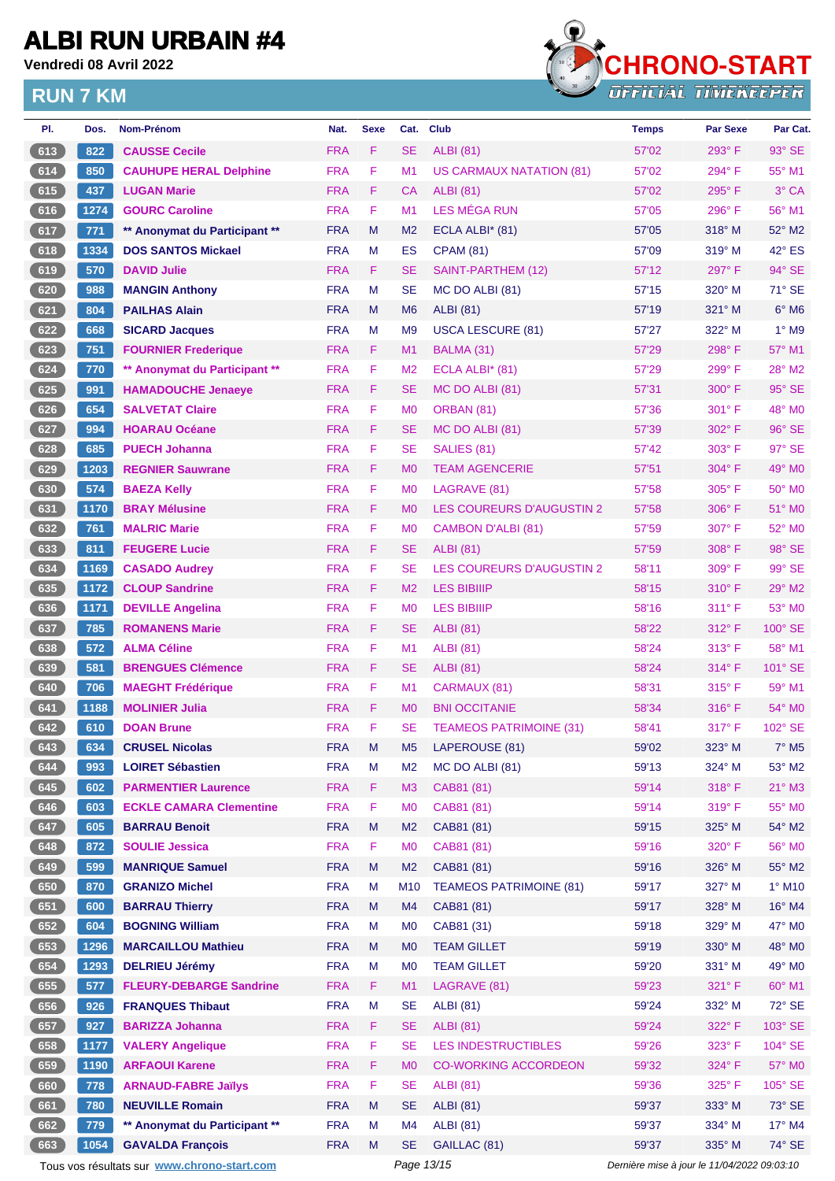# ALBI RUN URBAIN #4

**Vendredi 08 Avril 2022**

## RUN 7 KM

| Pl. | Dos. | Nom-Prénom | Nat. | Sexe | Cat. | Club | Temps | Par Sexe | Par Cat. |
|---|---|---|---|---|---|---|---|---|---|
| 613 | 822 | CAUSSE Cecile | FRA | F | SE | ALBI (81) | 57'02 | 293° F | 93° SE |
| 614 | 850 | CAUHUPE HERAL Delphine | FRA | F | M1 | US CARMAUX NATATION (81) | 57'02 | 294° F | 55° M1 |
| 615 | 437 | LUGAN Marie | FRA | F | CA | ALBI (81) | 57'02 | 295° F | 3° CA |
| 616 | 1274 | GOURC Caroline | FRA | F | M1 | LES MÉGA RUN | 57'05 | 296° F | 56° M1 |
| 617 | 771 | ** Anonymat du Participant ** | FRA | M | M2 | ECLA ALBI* (81) | 57'05 | 318° M | 52° M2 |
| 618 | 1334 | DOS SANTOS Mickael | FRA | M | ES | CPAM (81) | 57'09 | 319° M | 42° ES |
| 619 | 570 | DAVID Julie | FRA | F | SE | SAINT-PARTHEM (12) | 57'12 | 297° F | 94° SE |
| 620 | 988 | MANGIN Anthony | FRA | M | SE | MC DO ALBI (81) | 57'15 | 320° M | 71° SE |
| 621 | 804 | PAILHAS Alain | FRA | M | M6 | ALBI (81) | 57'19 | 321° M | 6° M6 |
| 622 | 668 | SICARD Jacques | FRA | M | M9 | USCA LESCURE (81) | 57'27 | 322° M | 1° M9 |
| 623 | 751 | FOURNIER Frederique | FRA | F | M1 | BALMA (31) | 57'29 | 298° F | 57° M1 |
| 624 | 770 | ** Anonymat du Participant ** | FRA | F | M2 | ECLA ALBI* (81) | 57'29 | 299° F | 28° M2 |
| 625 | 991 | HAMADOUCHE Jenaeye | FRA | F | SE | MC DO ALBI (81) | 57'31 | 300° F | 95° SE |
| 626 | 654 | SALVETAT Claire | FRA | F | M0 | ORBAN (81) | 57'36 | 301° F | 48° M0 |
| 627 | 994 | HOARAU Océane | FRA | F | SE | MC DO ALBI (81) | 57'39 | 302° F | 96° SE |
| 628 | 685 | PUECH Johanna | FRA | F | SE | SALIES (81) | 57'42 | 303° F | 97° SE |
| 629 | 1203 | REGNIER Sauwrane | FRA | F | M0 | TEAM AGENCERIE | 57'51 | 304° F | 49° M0 |
| 630 | 574 | BAEZA Kelly | FRA | F | M0 | LAGRAVE (81) | 57'58 | 305° F | 50° M0 |
| 631 | 1170 | BRAY Mélusine | FRA | F | M0 | LES COUREURS D'AUGUSTIN 2 | 57'58 | 306° F | 51° M0 |
| 632 | 761 | MALRIC Marie | FRA | F | M0 | CAMBON D'ALBI (81) | 57'59 | 307° F | 52° M0 |
| 633 | 811 | FEUGERE Lucie | FRA | F | SE | ALBI (81) | 57'59 | 308° F | 98° SE |
| 634 | 1169 | CASADO Audrey | FRA | F | SE | LES COUREURS D'AUGUSTIN 2 | 58'11 | 309° F | 99° SE |
| 635 | 1172 | CLOUP Sandrine | FRA | F | M2 | LES BIBIIIP | 58'15 | 310° F | 29° M2 |
| 636 | 1171 | DEVILLE Angelina | FRA | F | M0 | LES BIBIIIP | 58'16 | 311° F | 53° M0 |
| 637 | 785 | ROMANENS Marie | FRA | F | SE | ALBI (81) | 58'22 | 312° F | 100° SE |
| 638 | 572 | ALMA Céline | FRA | F | M1 | ALBI (81) | 58'24 | 313° F | 58° M1 |
| 639 | 581 | BRENGUES Clémence | FRA | F | SE | ALBI (81) | 58'24 | 314° F | 101° SE |
| 640 | 706 | MAEGHT Frédérique | FRA | F | M1 | CARMAUX (81) | 58'31 | 315° F | 59° M1 |
| 641 | 1188 | MOLINIER Julia | FRA | F | M0 | BNI OCCITANIE | 58'34 | 316° F | 54° M0 |
| 642 | 610 | DOAN Brune | FRA | F | SE | TEAMEOS PATRIMOINE (31) | 58'41 | 317° F | 102° SE |
| 643 | 634 | CRUSEL Nicolas | FRA | M | M5 | LAPEROUSE (81) | 59'02 | 323° M | 7° M5 |
| 644 | 993 | LOIRET Sébastien | FRA | M | M2 | MC DO ALBI (81) | 59'13 | 324° M | 53° M2 |
| 645 | 602 | PARMENTIER Laurence | FRA | F | M3 | CAB81 (81) | 59'14 | 318° F | 21° M3 |
| 646 | 603 | ECKLE CAMARA Clementine | FRA | F | M0 | CAB81 (81) | 59'14 | 319° F | 55° M0 |
| 647 | 605 | BARRAU Benoit | FRA | M | M2 | CAB81 (81) | 59'15 | 325° M | 54° M2 |
| 648 | 872 | SOULIE Jessica | FRA | F | M0 | CAB81 (81) | 59'16 | 320° F | 56° M0 |
| 649 | 599 | MANRIQUE Samuel | FRA | M | M2 | CAB81 (81) | 59'16 | 326° M | 55° M2 |
| 650 | 870 | GRANIZO Michel | FRA | M | M10 | TEAMEOS PATRIMOINE (81) | 59'17 | 327° M | 1° M10 |
| 651 | 600 | BARRAU Thierry | FRA | M | M4 | CAB81 (81) | 59'17 | 328° M | 16° M4 |
| 652 | 604 | BOGNING William | FRA | M | M0 | CAB81 (31) | 59'18 | 329° M | 47° M0 |
| 653 | 1296 | MARCAILLOU Mathieu | FRA | M | M0 | TEAM GILLET | 59'19 | 330° M | 48° M0 |
| 654 | 1293 | DELRIEU Jérémy | FRA | M | M0 | TEAM GILLET | 59'20 | 331° M | 49° M0 |
| 655 | 577 | FLEURY-DEBARGE Sandrine | FRA | F | M1 | LAGRAVE (81) | 59'23 | 321° F | 60° M1 |
| 656 | 926 | FRANQUES Thibaut | FRA | M | SE | ALBI (81) | 59'24 | 332° M | 72° SE |
| 657 | 927 | BARIZZA Johanna | FRA | F | SE | ALBI (81) | 59'24 | 322° F | 103° SE |
| 658 | 1177 | VALERY Angelique | FRA | F | SE | LES INDESTRUCTIBLES | 59'26 | 323° F | 104° SE |
| 659 | 1190 | ARFAOUI Karene | FRA | F | M0 | CO-WORKING ACCORDEON | 59'32 | 324° F | 57° M0 |
| 660 | 778 | ARNAUD-FABRE Jaïlys | FRA | F | SE | ALBI (81) | 59'36 | 325° F | 105° SE |
| 661 | 780 | NEUVILLE Romain | FRA | M | SE | ALBI (81) | 59'37 | 333° M | 73° SE |
| 662 | 779 | ** Anonymat du Participant ** | FRA | M | M4 | ALBI (81) | 59'37 | 334° M | 17° M4 |
| 663 | 1054 | GAVALDA François | FRA | M | SE | GAILLAC (81) | 59'37 | 335° M | 74° SE |

Tous vos résultats sur www.chrono-start.com — Dernière mise à jour le 11/04/2022 09:03:10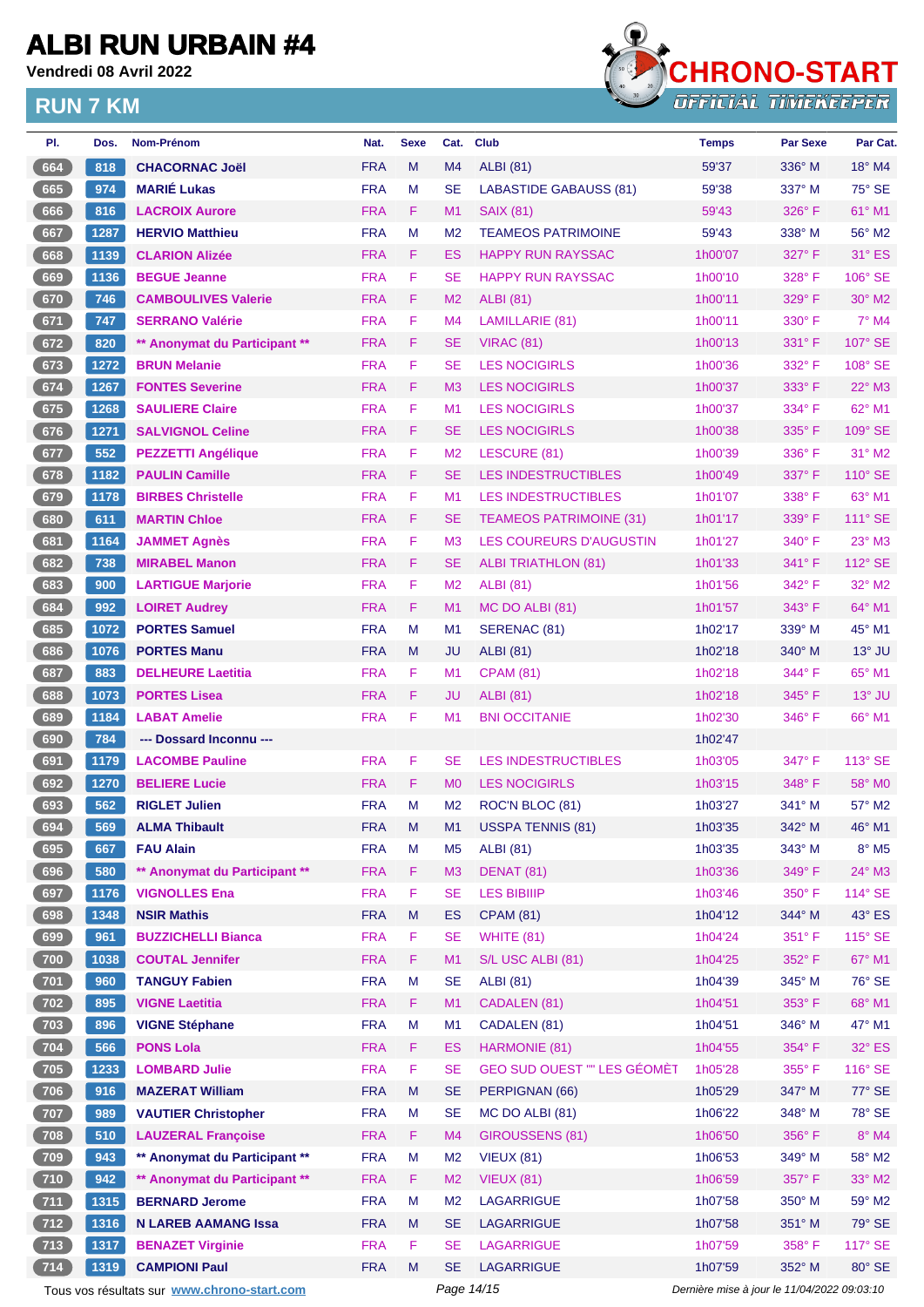# ALBI RUN URBAIN #4

**Vendredi 08 Avril 2022**

## RUN 7 KM

CHRONO-START OFFICIAL TIMEKEEPER

| Pl. | Dos. | Nom-Prénom | Nat. | Sexe | Cat. | Club | Temps | Par Sexe | Par Cat. |
|---|---|---|---|---|---|---|---|---|---|
| 664 | 818 | CHACORNAC Joël | FRA | M | M4 | ALBI (81) | 59'37 | 336° M | 18° M4 |
| 665 | 974 | MARIÉ Lukas | FRA | M | SE | LABASTIDE GABAUSS (81) | 59'38 | 337° M | 75° SE |
| 666 | 816 | LACROIX Aurore | FRA | F | M1 | SAIX (81) | 59'43 | 326° F | 61° M1 |
| 667 | 1287 | HERVIO Matthieu | FRA | M | M2 | TEAMEOS PATRIMOINE | 59'43 | 338° M | 56° M2 |
| 668 | 1139 | CLARION Alizée | FRA | F | ES | HAPPY RUN RAYSSAC | 1h00'07 | 327° F | 31° ES |
| 669 | 1136 | BEGUE Jeanne | FRA | F | SE | HAPPY RUN RAYSSAC | 1h00'10 | 328° F | 106° SE |
| 670 | 746 | CAMBOULIVES Valerie | FRA | F | M2 | ALBI (81) | 1h00'11 | 329° F | 30° M2 |
| 671 | 747 | SERRANO Valérie | FRA | F | M4 | LAMILLARIE (81) | 1h00'11 | 330° F | 7° M4 |
| 672 | 820 | ** Anonymat du Participant ** | FRA | F | SE | VIRAC (81) | 1h00'13 | 331° F | 107° SE |
| 673 | 1272 | BRUN Melanie | FRA | F | SE | LES NOCIGIRLS | 1h00'36 | 332° F | 108° SE |
| 674 | 1267 | FONTES Severine | FRA | F | M3 | LES NOCIGIRLS | 1h00'37 | 333° F | 22° M3 |
| 675 | 1268 | SAULIERE Claire | FRA | F | M1 | LES NOCIGIRLS | 1h00'37 | 334° F | 62° M1 |
| 676 | 1271 | SALVIGNOL Celine | FRA | F | SE | LES NOCIGIRLS | 1h00'38 | 335° F | 109° SE |
| 677 | 552 | PEZZETTI Angélique | FRA | F | M2 | LESCURE (81) | 1h00'39 | 336° F | 31° M2 |
| 678 | 1182 | PAULIN Camille | FRA | F | SE | LES INDESTRUCTIBLES | 1h00'49 | 337° F | 110° SE |
| 679 | 1178 | BIRBES Christelle | FRA | F | M1 | LES INDESTRUCTIBLES | 1h01'07 | 338° F | 63° M1 |
| 680 | 611 | MARTIN Chloe | FRA | F | SE | TEAMEOS PATRIMOINE (31) | 1h01'17 | 339° F | 111° SE |
| 681 | 1164 | JAMMET Agnès | FRA | F | M3 | LES COUREURS D'AUGUSTIN | 1h01'27 | 340° F | 23° M3 |
| 682 | 738 | MIRABEL Manon | FRA | F | SE | ALBI TRIATHLON (81) | 1h01'33 | 341° F | 112° SE |
| 683 | 900 | LARTIGUE Marjorie | FRA | F | M2 | ALBI (81) | 1h01'56 | 342° F | 32° M2 |
| 684 | 992 | LOIRET Audrey | FRA | F | M1 | MC DO ALBI (81) | 1h01'57 | 343° F | 64° M1 |
| 685 | 1072 | PORTES Samuel | FRA | M | M1 | SERENAC (81) | 1h02'17 | 339° M | 45° M1 |
| 686 | 1076 | PORTES Manu | FRA | M | JU | ALBI (81) | 1h02'18 | 340° M | 13° JU |
| 687 | 883 | DELHEURE Laetitia | FRA | F | M1 | CPAM (81) | 1h02'18 | 344° F | 65° M1 |
| 688 | 1073 | PORTES Lisea | FRA | F | JU | ALBI (81) | 1h02'18 | 345° F | 13° JU |
| 689 | 1184 | LABAT Amelie | FRA | F | M1 | BNI OCCITANIE | 1h02'30 | 346° F | 66° M1 |
| 690 | 784 | --- Dossard Inconnu --- | | | | | 1h02'47 | | |
| 691 | 1179 | LACOMBE Pauline | FRA | F | SE | LES INDESTRUCTIBLES | 1h03'05 | 347° F | 113° SE |
| 692 | 1270 | BELIERE Lucie | FRA | F | M0 | LES NOCIGIRLS | 1h03'15 | 348° F | 58° M0 |
| 693 | 562 | RIGLET Julien | FRA | M | M2 | ROC'N BLOC (81) | 1h03'27 | 341° M | 57° M2 |
| 694 | 569 | ALMA Thibault | FRA | M | M1 | USSPA TENNIS (81) | 1h03'35 | 342° M | 46° M1 |
| 695 | 667 | FAU Alain | FRA | M | M5 | ALBI (81) | 1h03'35 | 343° M | 8° M5 |
| 696 | 580 | ** Anonymat du Participant ** | FRA | F | M3 | DENAT (81) | 1h03'36 | 349° F | 24° M3 |
| 697 | 1176 | VIGNOLLES Ena | FRA | F | SE | LES BIBIIIP | 1h03'46 | 350° F | 114° SE |
| 698 | 1348 | NSIR Mathis | FRA | M | ES | CPAM (81) | 1h04'12 | 344° M | 43° ES |
| 699 | 961 | BUZZICHELLI Bianca | FRA | F | SE | WHITE (81) | 1h04'24 | 351° F | 115° SE |
| 700 | 1038 | COUTAL Jennifer | FRA | F | M1 | S/L USC ALBI (81) | 1h04'25 | 352° F | 67° M1 |
| 701 | 960 | TANGUY Fabien | FRA | M | SE | ALBI (81) | 1h04'39 | 345° M | 76° SE |
| 702 | 895 | VIGNE Laetitia | FRA | F | M1 | CADALEN (81) | 1h04'51 | 353° F | 68° M1 |
| 703 | 896 | VIGNE Stéphane | FRA | M | M1 | CADALEN (81) | 1h04'51 | 346° M | 47° M1 |
| 704 | 566 | PONS Lola | FRA | F | ES | HARMONIE (81) | 1h04'55 | 354° F | 32° ES |
| 705 | 1233 | LOMBARD Julie | FRA | F | SE | GEO SUD OUEST "" LES GÉOMÈT | 1h05'28 | 355° F | 116° SE |
| 706 | 916 | MAZERAT William | FRA | M | SE | PERPIGNAN (66) | 1h05'29 | 347° M | 77° SE |
| 707 | 989 | VAUTIER Christopher | FRA | M | SE | MC DO ALBI (81) | 1h06'22 | 348° M | 78° SE |
| 708 | 510 | LAUZERAL Françoise | FRA | F | M4 | GIROUSSENS (81) | 1h06'50 | 356° F | 8° M4 |
| 709 | 943 | ** Anonymat du Participant ** | FRA | M | M2 | VIEUX (81) | 1h06'53 | 349° M | 58° M2 |
| 710 | 942 | ** Anonymat du Participant ** | FRA | F | M2 | VIEUX (81) | 1h06'59 | 357° F | 33° M2 |
| 711 | 1315 | BERNARD Jerome | FRA | M | M2 | LAGARRIGUE | 1h07'58 | 350° M | 59° M2 |
| 712 | 1316 | N LAREB AAMANG Issa | FRA | M | SE | LAGARRIGUE | 1h07'58 | 351° M | 79° SE |
| 713 | 1317 | BENAZET Virginie | FRA | F | SE | LAGARRIGUE | 1h07'59 | 358° F | 117° SE |
| 714 | 1319 | CAMPIONI Paul | FRA | M | SE | LAGARRIGUE | 1h07'59 | 352° M | 80° SE |

Tous vos résultats sur www.chrono-start.com — Dernière mise à jour le 11/04/2022 09:03:10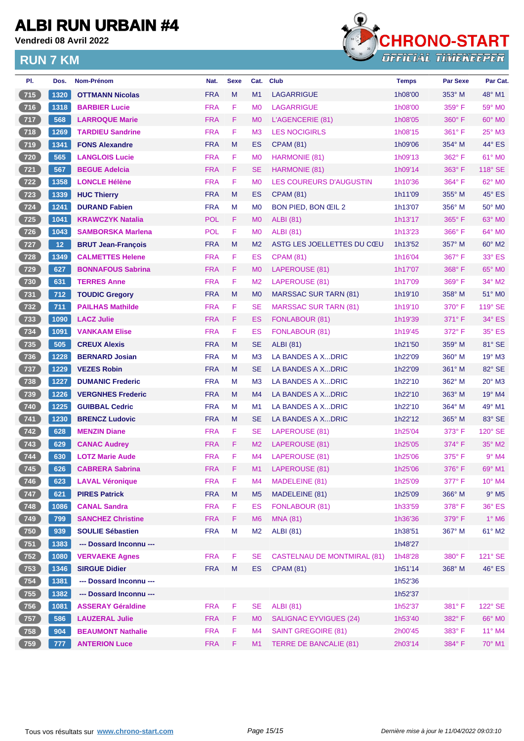# ALBI RUN URBAIN #4

Vendredi 08 Avril 2022

## RUN 7 KM

CHRONO-START
OFFICIAL TIMEKEEPER

| Pl. | Dos. | Nom-Prénom | Nat. | Sexe | Cat. | Club | Temps | Par Sexe | Par Cat. |
|---|---|---|---|---|---|---|---|---|---|
| 715 | 1320 | OTTMANN Nicolas | FRA | M | M1 | LAGARRIGUE | 1h08'00 | 353° M | 48° M1 |
| 716 | 1318 | BARBIER Lucie | FRA | F | M0 | LAGARRIGUE | 1h08'00 | 359° F | 59° M0 |
| 717 | 568 | LARROQUE Marie | FRA | F | M0 | L'AGENCERIE (81) | 1h08'05 | 360° F | 60° M0 |
| 718 | 1269 | TARDIEU Sandrine | FRA | F | M3 | LES NOCIGIRLS | 1h08'15 | 361° F | 25° M3 |
| 719 | 1341 | FONS Alexandre | FRA | M | ES | CPAM (81) | 1h09'06 | 354° M | 44° ES |
| 720 | 565 | LANGLOIS Lucie | FRA | F | M0 | HARMONIE (81) | 1h09'13 | 362° F | 61° M0 |
| 721 | 567 | BEGUE Adelcia | FRA | F | SE | HARMONIE (81) | 1h09'14 | 363° F | 118° SE |
| 722 | 1358 | LONCLE Hélène | FRA | F | M0 | LES COUREURS D'AUGUSTIN | 1h10'36 | 364° F | 62° M0 |
| 723 | 1339 | HUC Thierry | FRA | M | ES | CPAM (81) | 1h11'09 | 355° M | 45° ES |
| 724 | 1241 | DURAND Fabien | FRA | M | M0 | BON PIED, BON ŒIL 2 | 1h13'07 | 356° M | 50° M0 |
| 725 | 1041 | KRAWCZYK Natalia | POL | F | M0 | ALBI (81) | 1h13'17 | 365° F | 63° M0 |
| 726 | 1043 | SAMBORSKA Marlena | POL | F | M0 | ALBI (81) | 1h13'23 | 366° F | 64° M0 |
| 727 | 12 | BRUT Jean-François | FRA | M | M2 | ASTG LES JOELLETTES DU CŒU | 1h13'52 | 357° M | 60° M2 |
| 728 | 1349 | CALMETTES Helene | FRA | F | ES | CPAM (81) | 1h16'04 | 367° F | 33° ES |
| 729 | 627 | BONNAFOUS Sabrina | FRA | F | M0 | LAPEROUSE (81) | 1h17'07 | 368° F | 65° M0 |
| 730 | 631 | TERRES Anne | FRA | F | M2 | LAPEROUSE (81) | 1h17'09 | 369° F | 34° M2 |
| 731 | 712 | TOUDIC Gregory | FRA | M | M0 | MARSSAC SUR TARN (81) | 1h19'10 | 358° M | 51° M0 |
| 732 | 711 | PAILHAS Mathilde | FRA | F | SE | MARSSAC SUR TARN (81) | 1h19'10 | 370° F | 119° SE |
| 733 | 1090 | LACZ Julie | FRA | F | ES | FONLABOUR (81) | 1h19'39 | 371° F | 34° ES |
| 734 | 1091 | VANKAAM Elise | FRA | F | ES | FONLABOUR (81) | 1h19'45 | 372° F | 35° ES |
| 735 | 505 | CREUX Alexis | FRA | M | SE | ALBI (81) | 1h21'50 | 359° M | 81° SE |
| 736 | 1228 | BERNARD Josian | FRA | M | M3 | LA BANDES A X...DRIC | 1h22'09 | 360° M | 19° M3 |
| 737 | 1229 | VEZES Robin | FRA | M | SE | LA BANDES A X...DRIC | 1h22'09 | 361° M | 82° SE |
| 738 | 1227 | DUMANIC Frederic | FRA | M | M3 | LA BANDES A X...DRIC | 1h22'10 | 362° M | 20° M3 |
| 739 | 1226 | VERGNHES Frederic | FRA | M | M4 | LA BANDES A X...DRIC | 1h22'10 | 363° M | 19° M4 |
| 740 | 1225 | GUIBBAL Cedric | FRA | M | M1 | LA BANDES A X...DRIC | 1h22'10 | 364° M | 49° M1 |
| 741 | 1230 | BRENCZ Ludovic | FRA | M | SE | LA BANDES A X...DRIC | 1h22'12 | 365° M | 83° SE |
| 742 | 628 | MENZIN Diane | FRA | F | SE | LAPEROUSE (81) | 1h25'04 | 373° F | 120° SE |
| 743 | 629 | CANAC Audrey | FRA | F | M2 | LAPEROUSE (81) | 1h25'05 | 374° F | 35° M2 |
| 744 | 630 | LOTZ Marie Aude | FRA | F | M4 | LAPEROUSE (81) | 1h25'06 | 375° F | 9° M4 |
| 745 | 626 | CABRERA Sabrina | FRA | F | M1 | LAPEROUSE (81) | 1h25'06 | 376° F | 69° M1 |
| 746 | 623 | LAVAL Véronique | FRA | F | M4 | MADELEINE (81) | 1h25'09 | 377° F | 10° M4 |
| 747 | 621 | PIRES Patrick | FRA | M | M5 | MADELEINE (81) | 1h25'09 | 366° M | 9° M5 |
| 748 | 1086 | CANAL Sandra | FRA | F | ES | FONLABOUR (81) | 1h33'59 | 378° F | 36° ES |
| 749 | 799 | SANCHEZ Christine | FRA | F | M6 | MNA (81) | 1h36'36 | 379° F | 1° M6 |
| 750 | 939 | SOULIE Sébastien | FRA | M | M2 | ALBI (81) | 1h38'51 | 367° M | 61° M2 |
| 751 | 1383 | --- Dossard Inconnu --- | | | | | 1h48'27 | | |
| 752 | 1080 | VERVAEKE Agnes | FRA | F | SE | CASTELNAU DE MONTMIRAL (81) | 1h48'28 | 380° F | 121° SE |
| 753 | 1346 | SIRGUE Didier | FRA | M | ES | CPAM (81) | 1h51'14 | 368° M | 46° ES |
| 754 | 1381 | --- Dossard Inconnu --- | | | | | 1h52'36 | | |
| 755 | 1382 | --- Dossard Inconnu --- | | | | | 1h52'37 | | |
| 756 | 1081 | ASSERAY Géraldine | FRA | F | SE | ALBI (81) | 1h52'37 | 381° F | 122° SE |
| 757 | 586 | LAUZERAL Julie | FRA | F | M0 | SALIGNAC EYVIGUES (24) | 1h53'40 | 382° F | 66° M0 |
| 758 | 904 | BEAUMONT Nathalie | FRA | F | M4 | SAINT GREGOIRE (81) | 2h00'45 | 383° F | 11° M4 |
| 759 | 777 | ANTERION Luce | FRA | F | M1 | TERRE DE BANCALIE (81) | 2h03'14 | 384° F | 70° M1 |

Tous vos résultats sur www.chrono-start.com

*Dernière mise à jour le 11/04/2022 09:03:10*